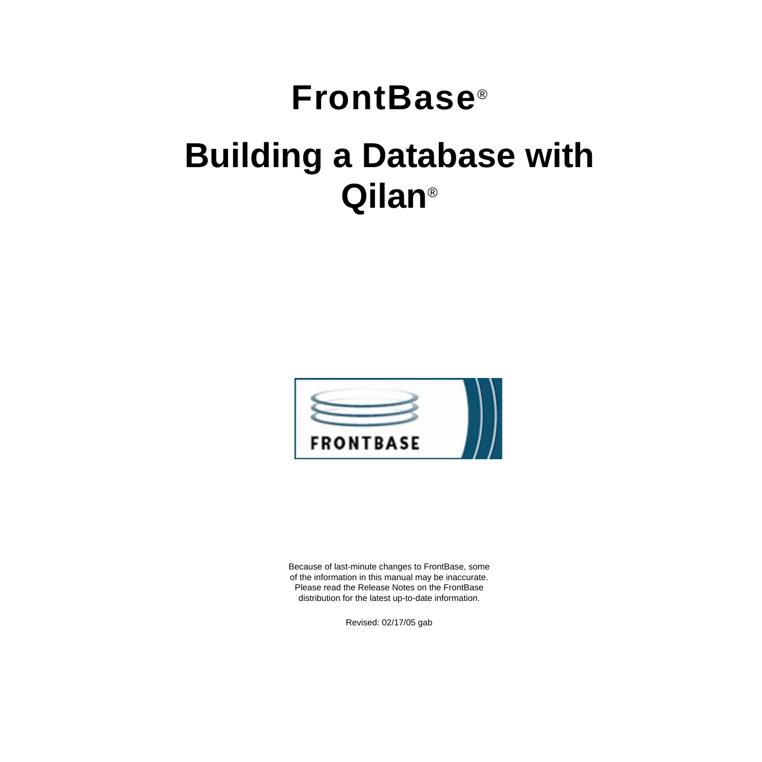# FrontBase®

# Building a Database with Qilan®

Because of last-minute changes to FrontBase, some of the information in this manual may be inaccurate. Please read the Release Notes on the FrontBase distribution for the latest up-to-date information.

Revised: 02/17/05 gab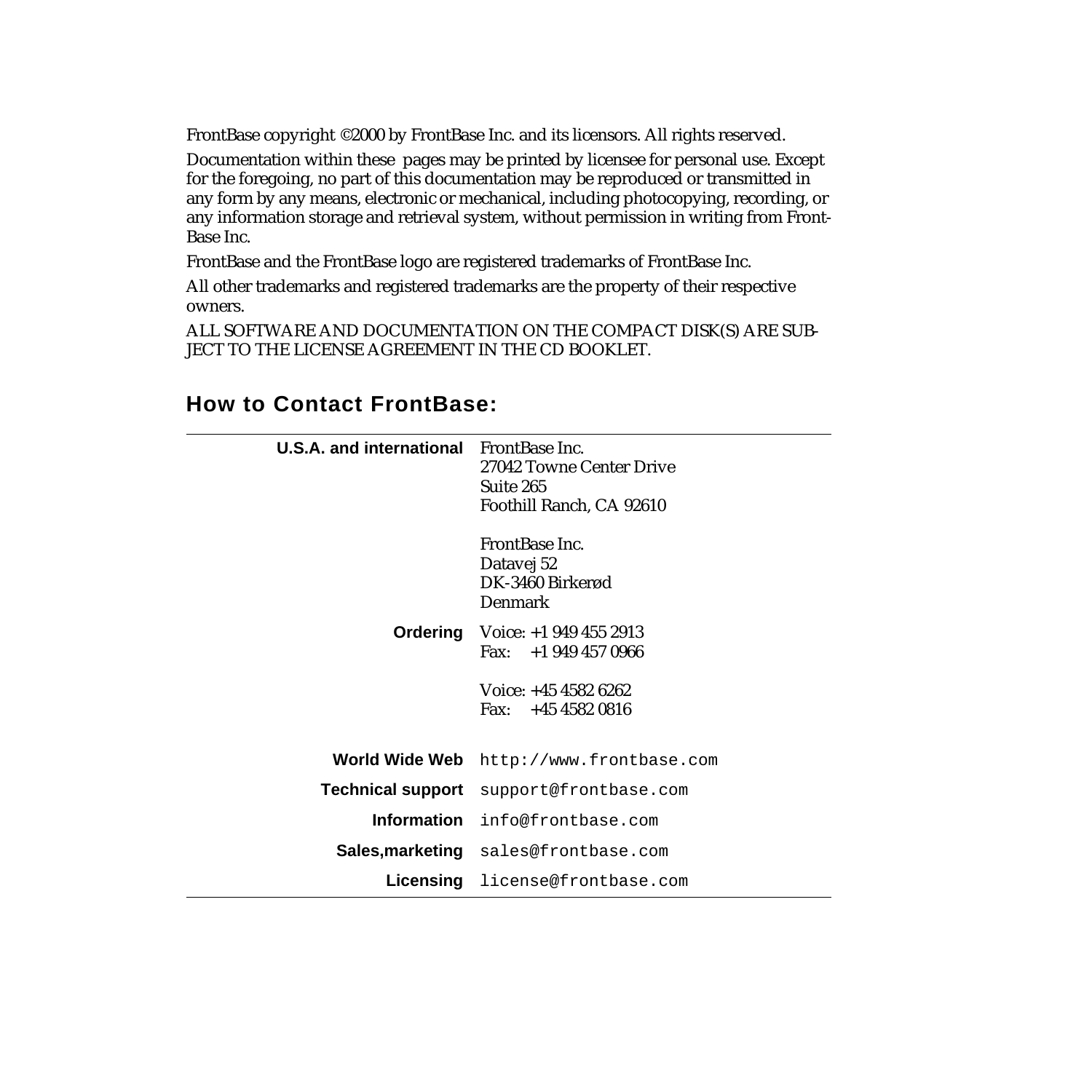FrontBase copyright ©2000 by FrontBase Inc. and its licensors. All rights reserved.

Documentation within these pages may be printed by licensee for personal use. Except for the foregoing, no part of this documentation may be reproduced or transmitted in any form by any means, electronic or mechanical, including photocopying, recording, or any information storage and retrieval system, without permission in writing from FrontBase Inc.

FrontBase and the FrontBase logo are registered trademarks of FrontBase Inc.

All other trademarks and registered trademarks are the property of their respective owners.

ALL SOFTWARE AND DOCUMENTATION ON THE COMPACT DISK(S) ARE SUBJECT TO THE LICENSE AGREEMENT IN THE CD BOOKLET.

## How to Contact FrontBase:

| | |
|---|---|
| **U.S.A. and international** | FrontBase Inc.<br>27042 Towne Center Drive<br>Suite 265<br>Foothill Ranch, CA 92610<br><br>FrontBase Inc.<br>Datavej 52<br>DK-3460 Birkerød<br>Denmark |
| **Ordering** | Voice: +1 949 455 2913<br>Fax: +1 949 457 0966<br><br>Voice: +45 4582 6262<br>Fax: +45 4582 0816 |
| **World Wide Web** | `http://www.frontbase.com` |
| **Technical support** | `support@frontbase.com` |
| **Information** | `info@frontbase.com` |
| **Sales,marketing** | `sales@frontbase.com` |
| **Licensing** | `license@frontbase.com` |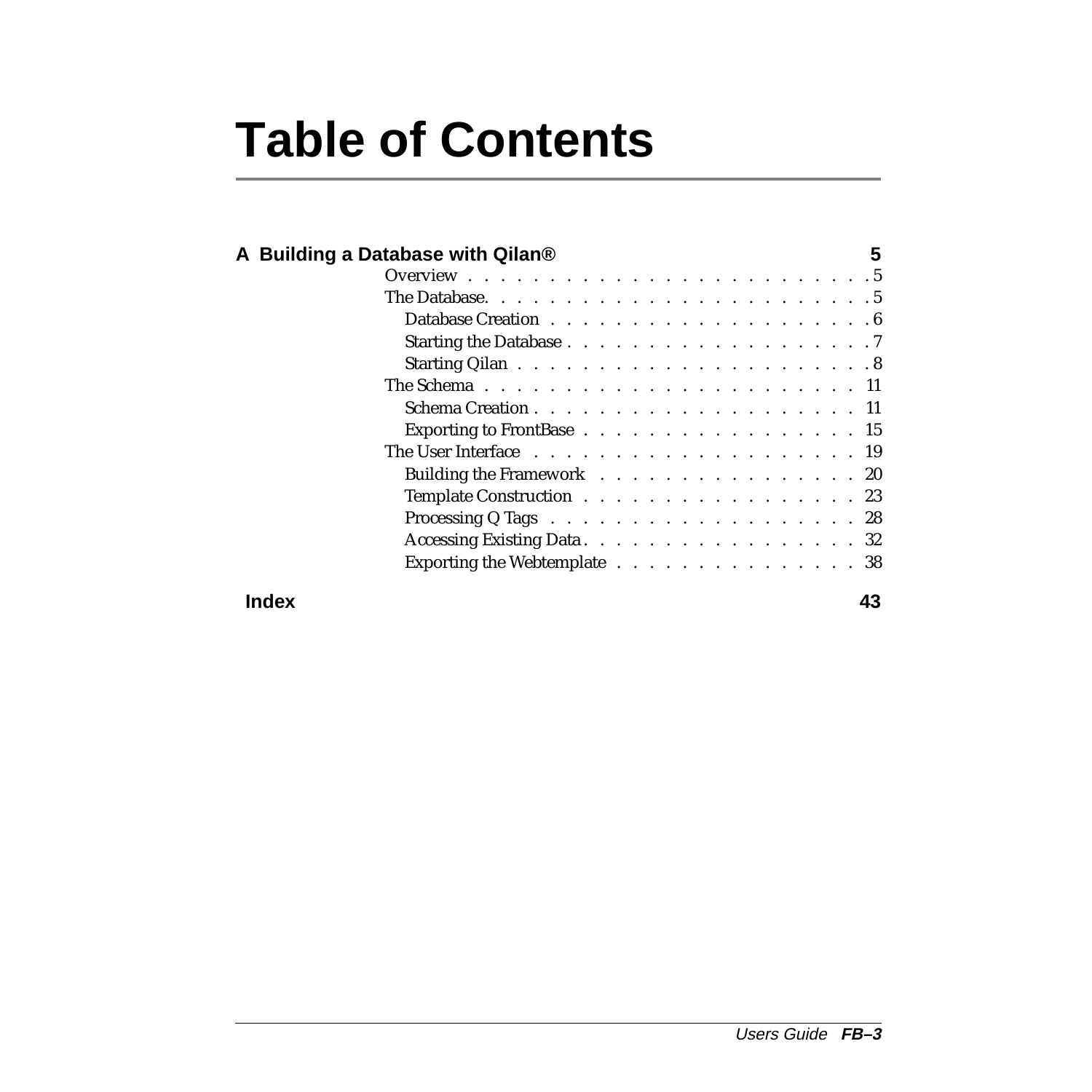# Table of Contents

**A Building a Database with Qilan® 5**

- Overview . . . . . . . . . . . . . . . . . . . . . . . . . 5
- The Database. . . . . . . . . . . . . . . . . . . . . . . . 5
  - Database Creation . . . . . . . . . . . . . . . . . . . . 6
  - Starting the Database . . . . . . . . . . . . . . . . . . . 7
  - Starting Qilan . . . . . . . . . . . . . . . . . . . . . . 8
- The Schema . . . . . . . . . . . . . . . . . . . . . . . 11
  - Schema Creation . . . . . . . . . . . . . . . . . . . . 11
  - Exporting to FrontBase . . . . . . . . . . . . . . . . . 15
- The User Interface . . . . . . . . . . . . . . . . . . . 19
  - Building the Framework . . . . . . . . . . . . . . . . 20
  - Template Construction . . . . . . . . . . . . . . . . . 23
  - Processing Q Tags . . . . . . . . . . . . . . . . . . . 28
  - Accessing Existing Data . . . . . . . . . . . . . . . . . 32
  - Exporting the Webtemplate . . . . . . . . . . . . . . . 38

**Index 43**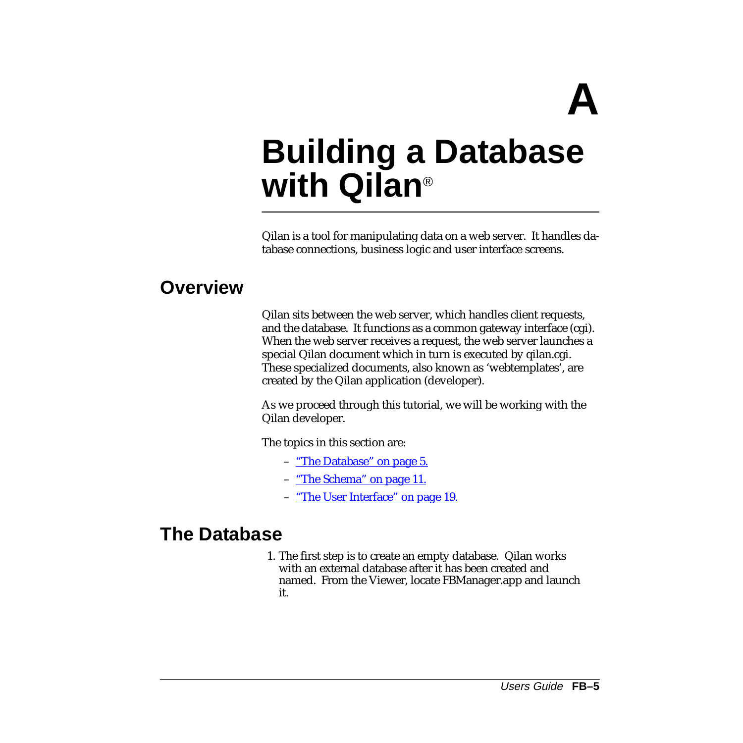# A

# Building a Database with Qilan®

Qilan is a tool for manipulating data on a web server. It handles database connections, business logic and user interface screens.

## Overview

Qilan sits between the web server, which handles client requests, and the database. It functions as a common gateway interface (cgi). When the web server receives a request, the web server launches a special Qilan document which in turn is executed by qilan.cgi. These specialized documents, also known as 'webtemplates', are created by the Qilan application (developer).

As we proceed through this tutorial, we will be working with the Qilan developer.

The topics in this section are:

– "The Database" on page 5.

– "The Schema" on page 11.

– "The User Interface" on page 19.

## The Database

1. The first step is to create an empty database. Qilan works with an external database after it has been created and named. From the Viewer, locate FBManager.app and launch it.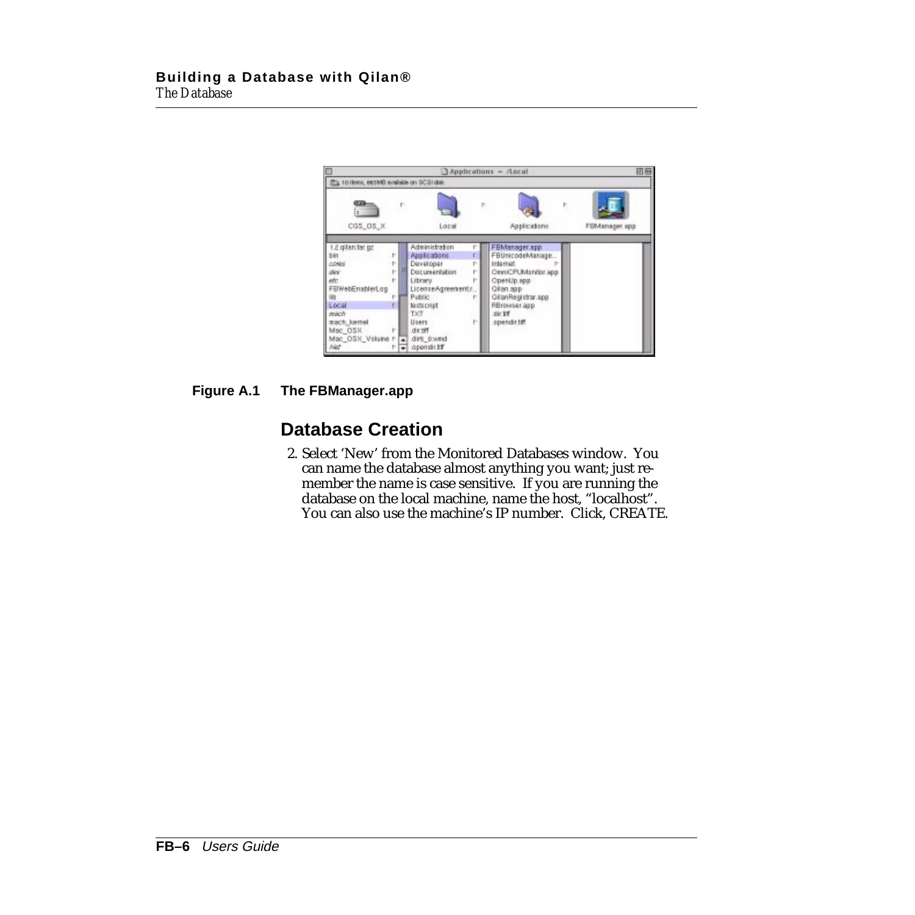**Figure A.1 The FBManager.app**

## Database Creation

2. Select 'New' from the Monitored Databases window. You can name the database almost anything you want; just remember the name is case sensitive. If you are running the database on the local machine, name the host, "localhost". You can also use the machine's IP number. Click, CREATE.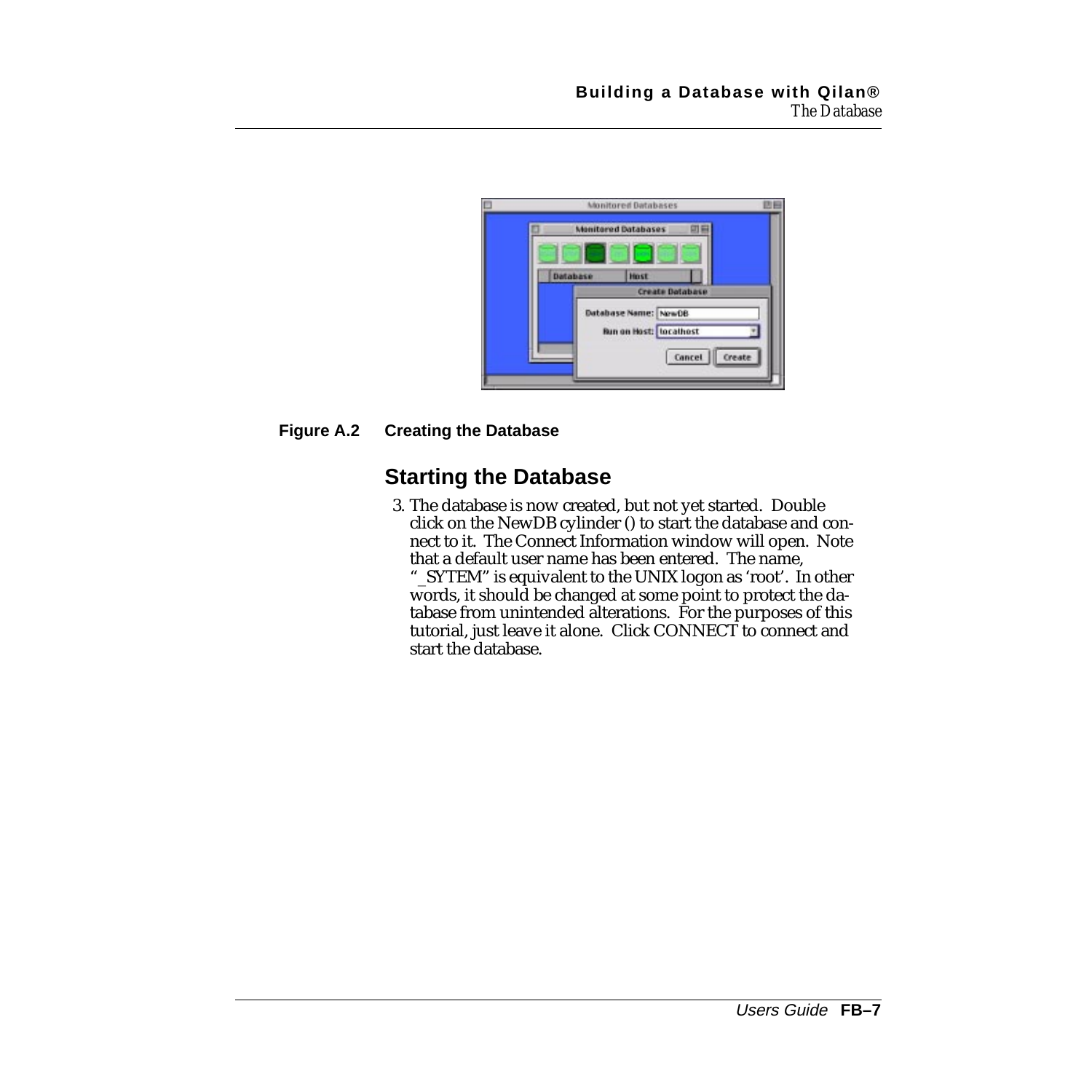**Figure A.2 Creating the Database**

## Starting the Database

3. The database is now created, but not yet started. Double click on the NewDB cylinder () to start the database and connect to it. The Connect Information window will open. Note that a default user name has been entered. The name, "_SYTEM" is equivalent to the UNIX logon as 'root'. In other words, it should be changed at some point to protect the database from unintended alterations. For the purposes of this tutorial, just leave it alone. Click CONNECT to connect and start the database.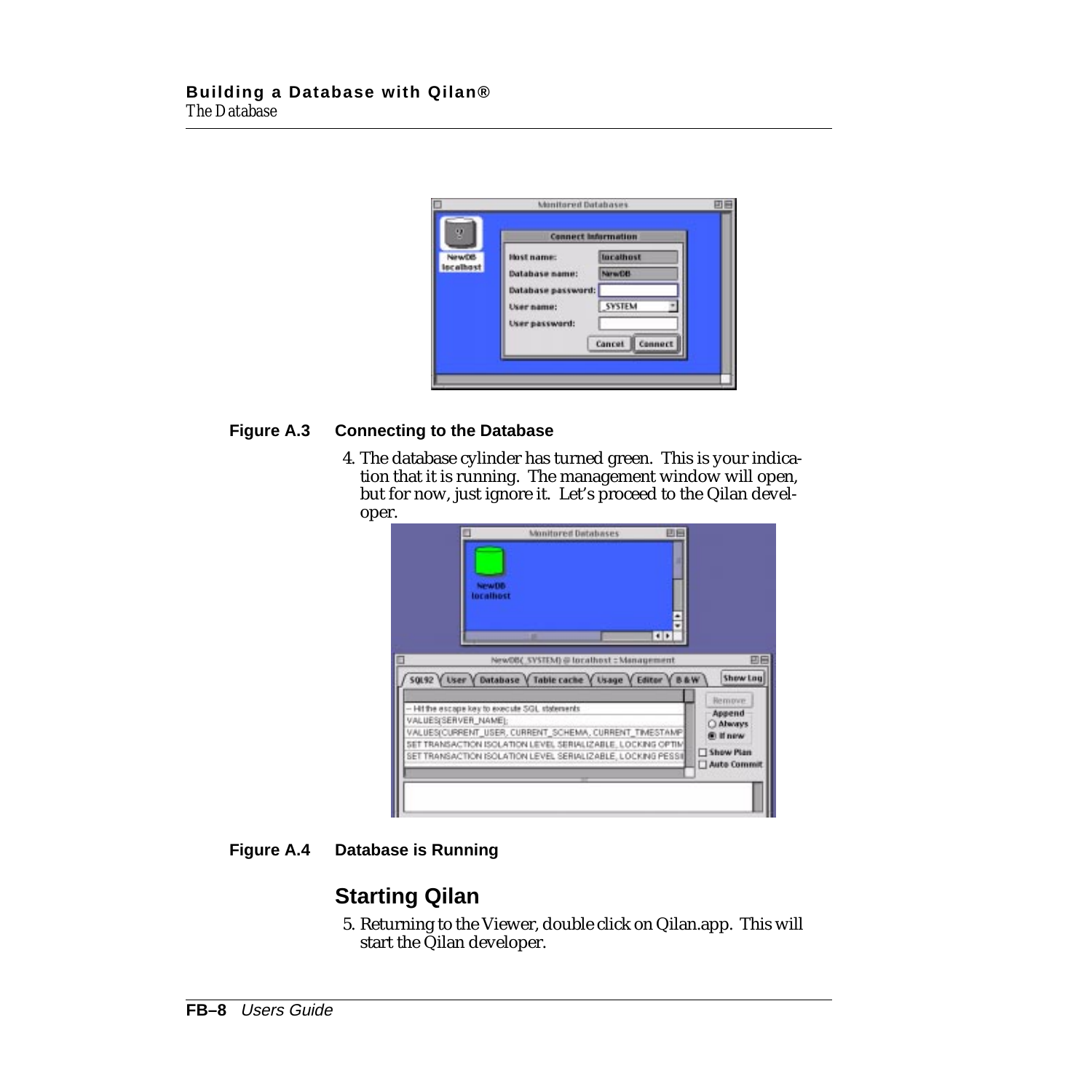**Figure A.3 Connecting to the Database**

4. The database cylinder has turned green. This is your indication that it is running. The management window will open, but for now, just ignore it. Let's proceed to the Qilan developer.

**Figure A.4 Database is Running**

## Starting Qilan

5. Returning to the Viewer, double click on Qilan.app. This will start the Qilan developer.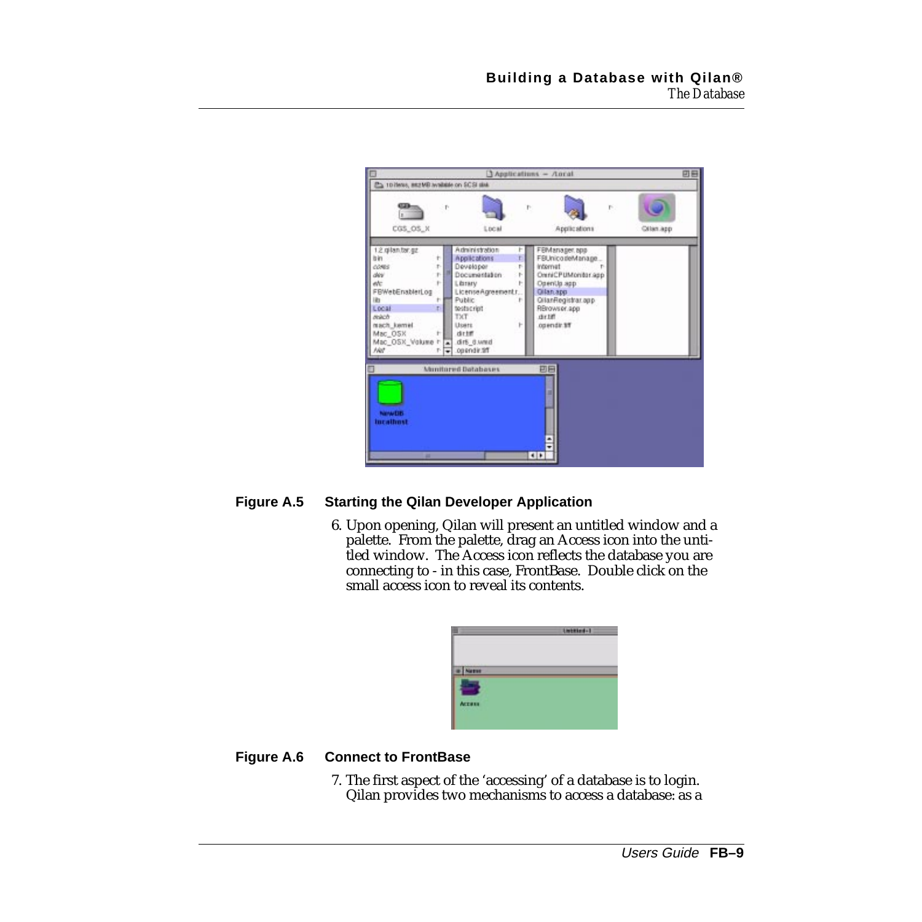**Figure A.5 Starting the Qilan Developer Application**

6. Upon opening, Qilan will present an untitled window and a palette. From the palette, drag an Access icon into the untitled window. The Access icon reflects the database you are connecting to - in this case, FrontBase. Double click on the small access icon to reveal its contents.

**Figure A.6 Connect to FrontBase**

7. The first aspect of the ‘accessing’ of a database is to login. Qilan provides two mechanisms to access a database: as a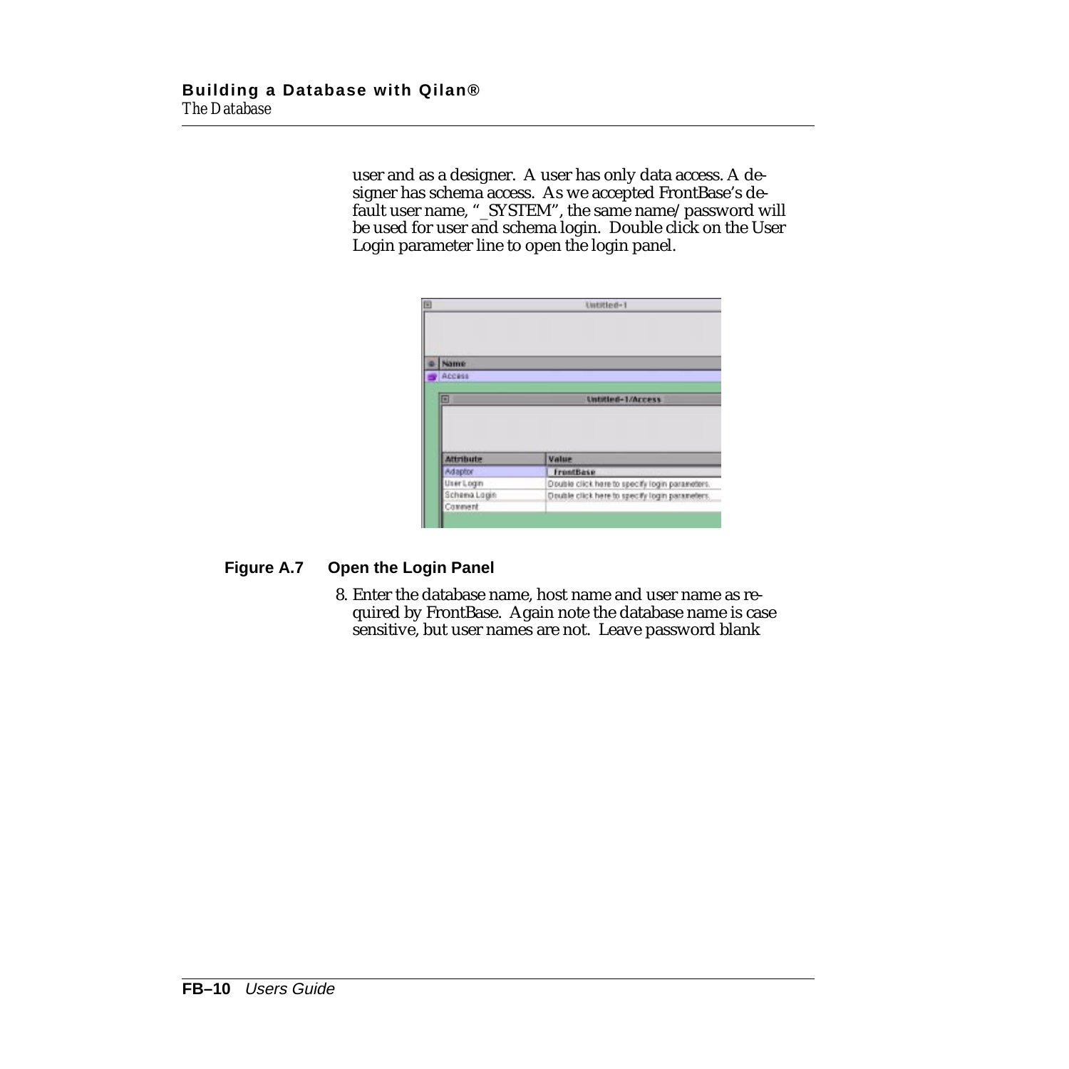user and as a designer. A user has only data access. A designer has schema access. As we accepted FrontBase's default user name, "_SYSTEM", the same name/password will be used for user and schema login. Double click on the User Login parameter line to open the login panel.

**Figure A.7 Open the Login Panel**

8. Enter the database name, host name and user name as required by FrontBase. Again note the database name is case sensitive, but user names are not. Leave password blank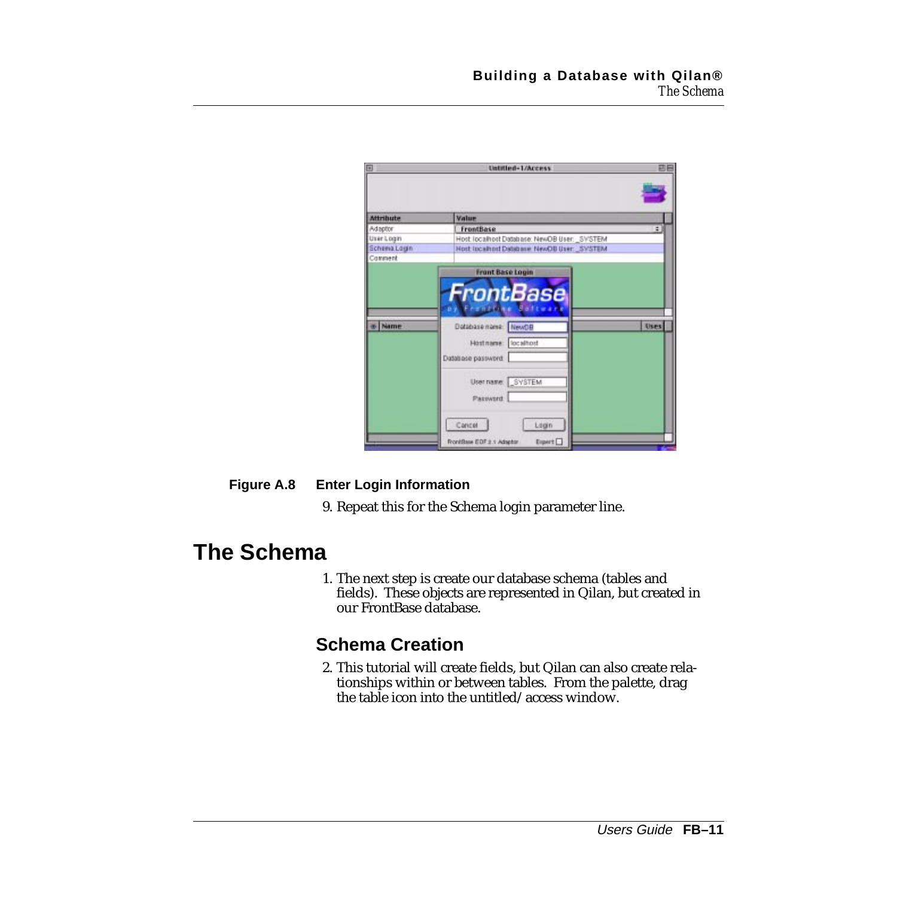**Figure A.8 Enter Login Information**

9. Repeat this for the Schema login parameter line.

# The Schema

1. The next step is create our database schema (tables and fields). These objects are represented in Qilan, but created in our FrontBase database.

## Schema Creation

2. This tutorial will create fields, but Qilan can also create relationships within or between tables. From the palette, drag the table icon into the untitled/access window.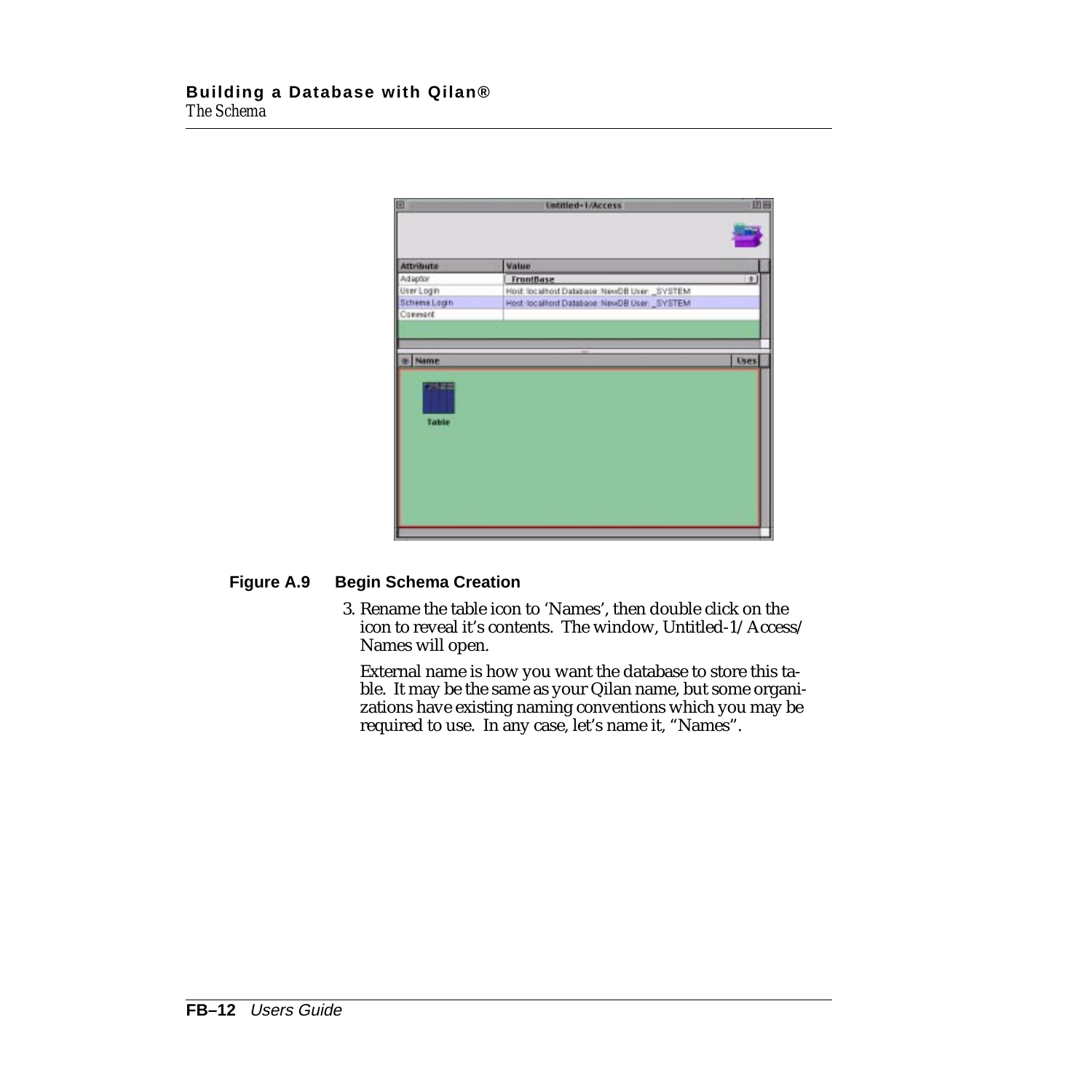**Figure A.9 Begin Schema Creation**

3. Rename the table icon to ‘Names’, then double click on the icon to reveal it’s contents. The window, Untitled-1/Access/Names will open.

   External name is how you want the database to store this table. It may be the same as your Qilan name, but some organizations have existing naming conventions which you may be required to use. In any case, let’s name it, “Names”.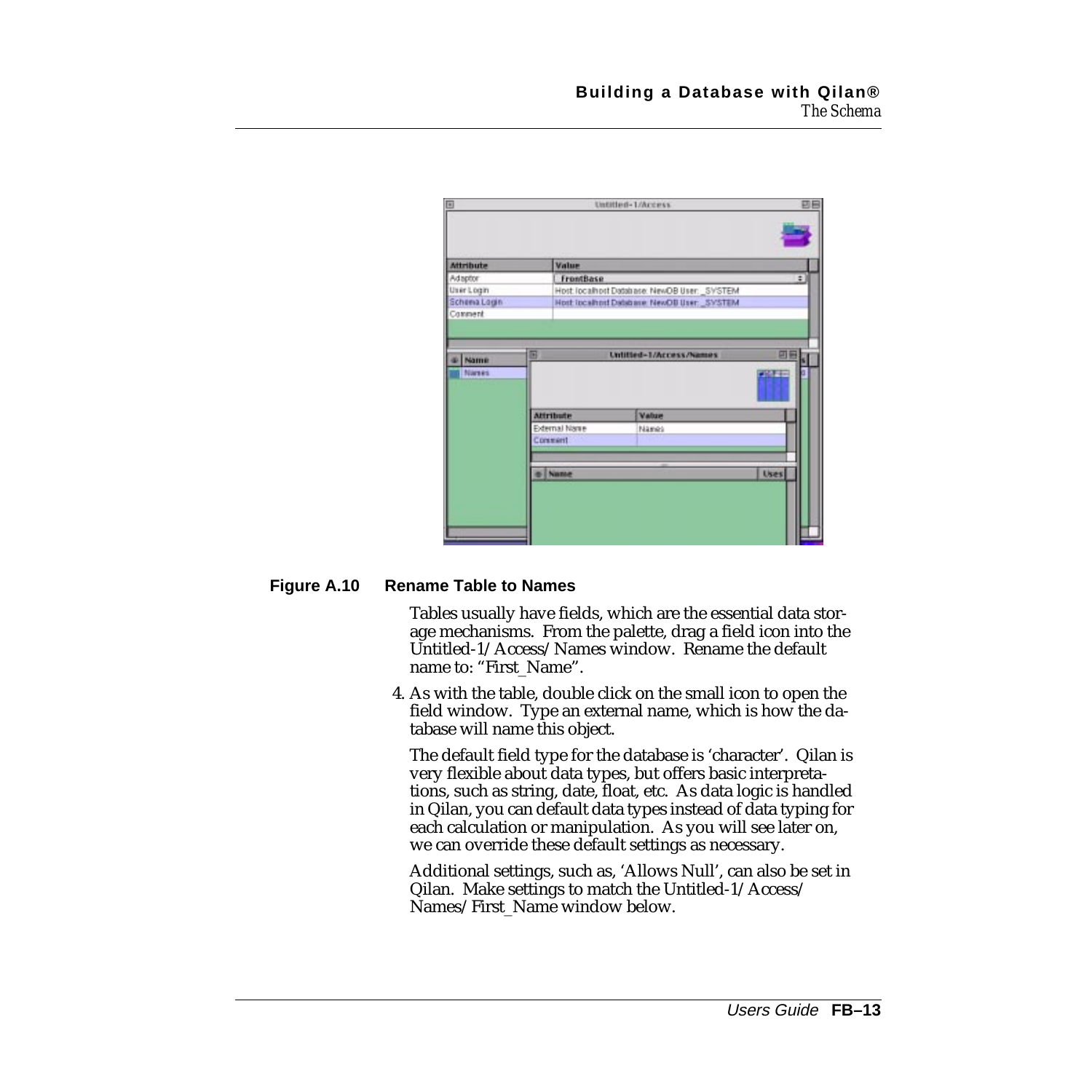**Figure A.10 Rename Table to Names**

Tables usually have fields, which are the essential data storage mechanisms. From the palette, drag a field icon into the Untitled-1/Access/Names window. Rename the default name to: “First_Name”.

4. As with the table, double click on the small icon to open the field window. Type an external name, which is how the database will name this object.

   The default field type for the database is ‘character’. Qilan is very flexible about data types, but offers basic interpretations, such as string, date, float, etc. As data logic is handled in Qilan, you can default data types instead of data typing for each calculation or manipulation. As you will see later on, we can override these default settings as necessary.

   Additional settings, such as, ‘Allows Null’, can also be set in Qilan. Make settings to match the Untitled-1/Access/Names/First_Name window below.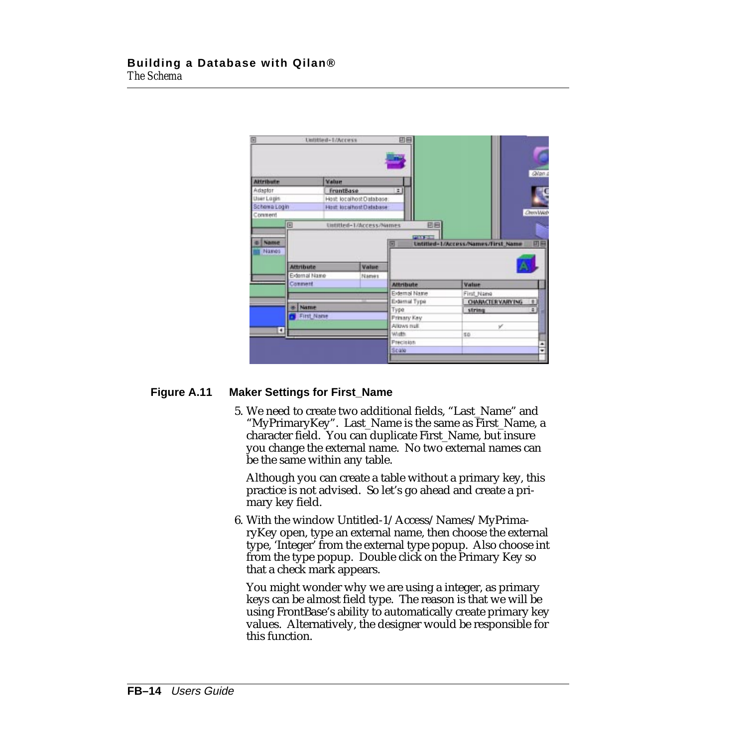**Figure A.11 Maker Settings for First_Name**

5. We need to create two additional fields, "Last_Name" and "MyPrimaryKey". Last_Name is the same as First_Name, a character field. You can duplicate First_Name, but insure you change the external name. No two external names can be the same within any table.

   Although you can create a table without a primary key, this practice is not advised. So let's go ahead and create a primary key field.

6. With the window Untitled-1/Access/Names/MyPrimaryKey open, type an external name, then choose the external type, 'Integer' from the external type popup. Also choose int from the type popup. Double click on the Primary Key so that a check mark appears.

   You might wonder why we are using a integer, as primary keys can be almost field type. The reason is that we will be using FrontBase's ability to automatically create primary key values. Alternatively, the designer would be responsible for this function.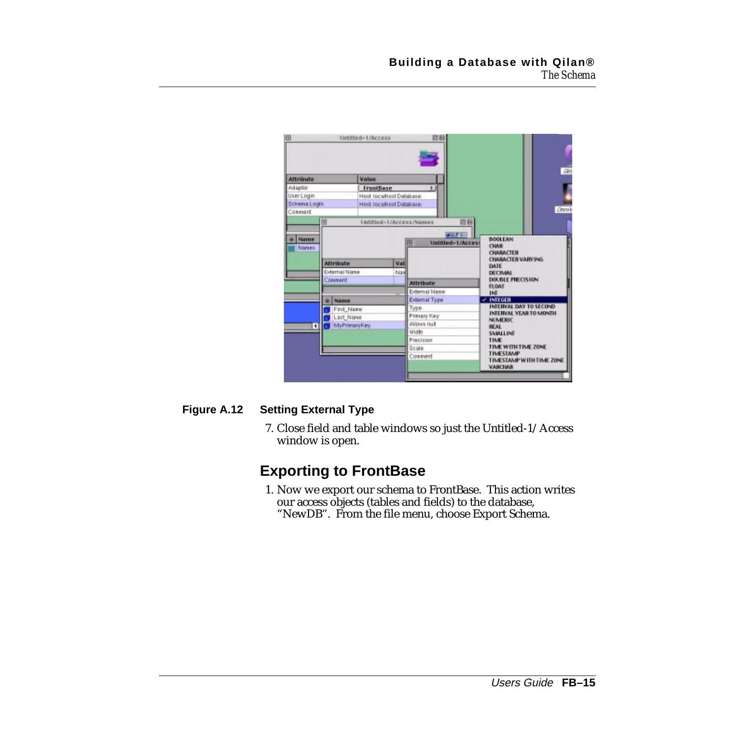**Figure A.12 Setting External Type**

7. Close field and table windows so just the Untitled-1/Access window is open.

## Exporting to FrontBase

1. Now we export our schema to FrontBase. This action writes our access objects (tables and fields) to the database, "NewDB". From the file menu, choose Export Schema.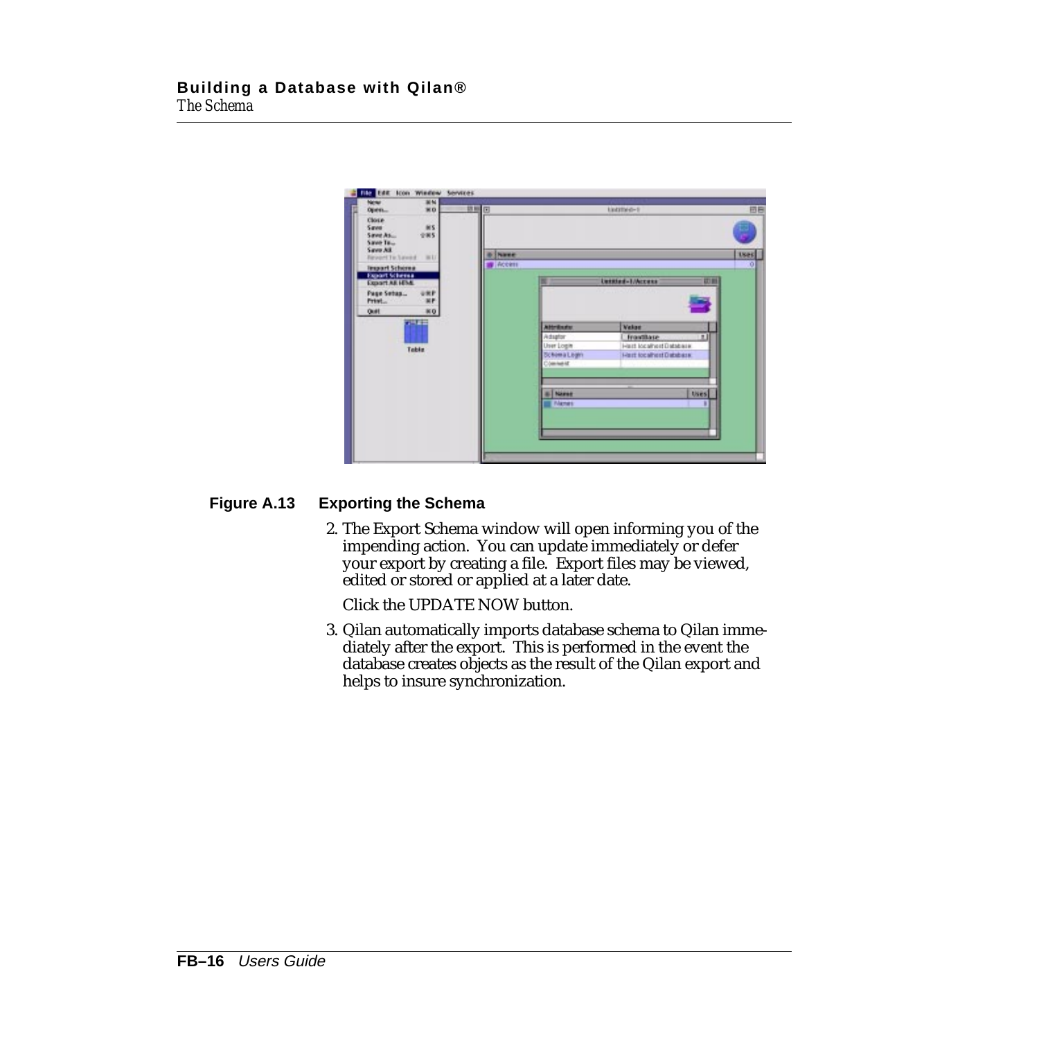**Figure A.13 Exporting the Schema**

2. The Export Schema window will open informing you of the impending action. You can update immediately or defer your export by creating a file. Export files may be viewed, edited or stored or applied at a later date.

   Click the UPDATE NOW button.

3. Qilan automatically imports database schema to Qilan immediately after the export. This is performed in the event the database creates objects as the result of the Qilan export and helps to insure synchronization.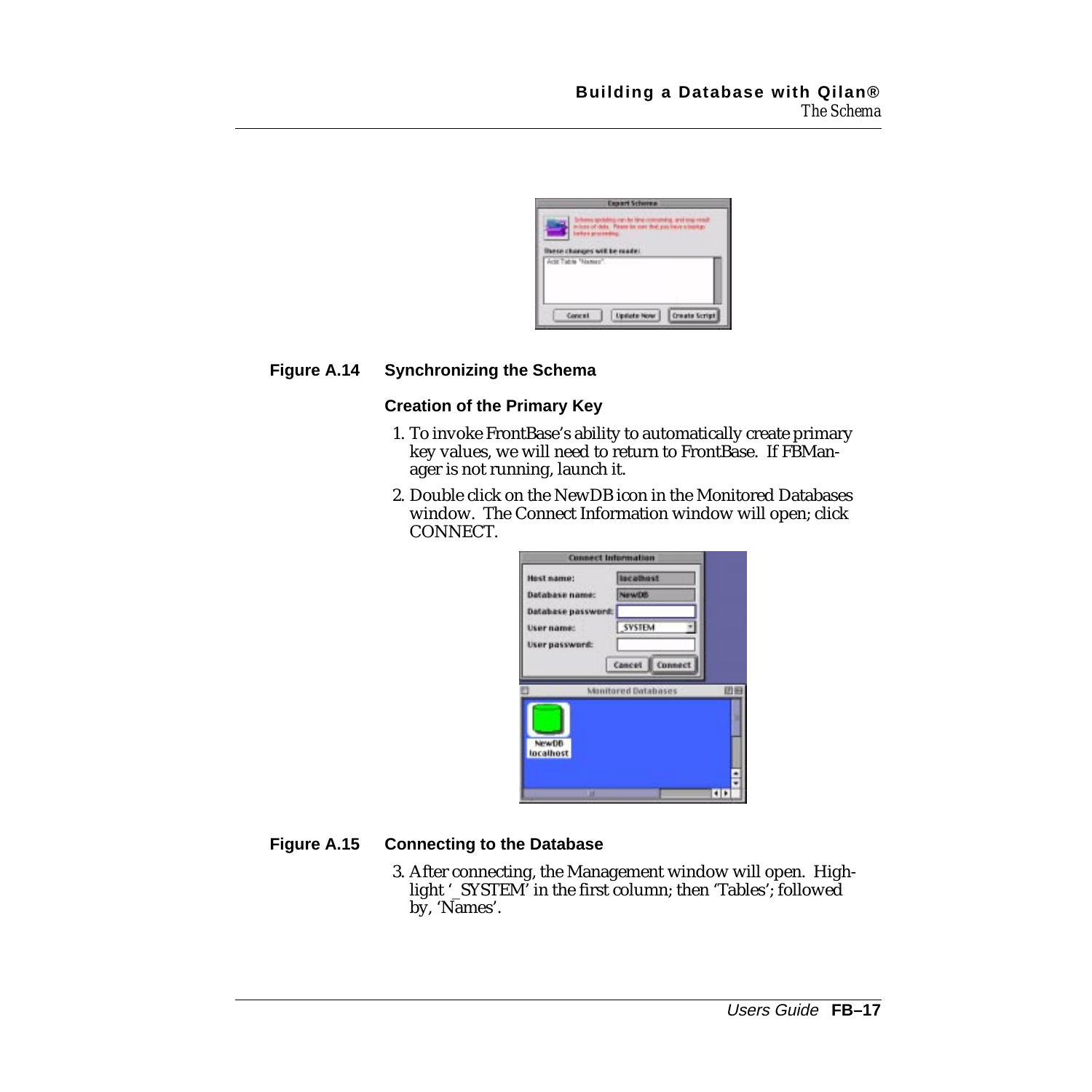**Figure A.14 Synchronizing the Schema**

### Creation of the Primary Key

1. To invoke FrontBase's ability to automatically create primary key values, we will need to return to FrontBase. If FBManager is not running, launch it.
2. Double click on the NewDB icon in the Monitored Databases window. The Connect Information window will open; click CONNECT.

**Figure A.15 Connecting to the Database**

3. After connecting, the Management window will open. Highlight '_SYSTEM' in the first column; then 'Tables'; followed by, 'Names'.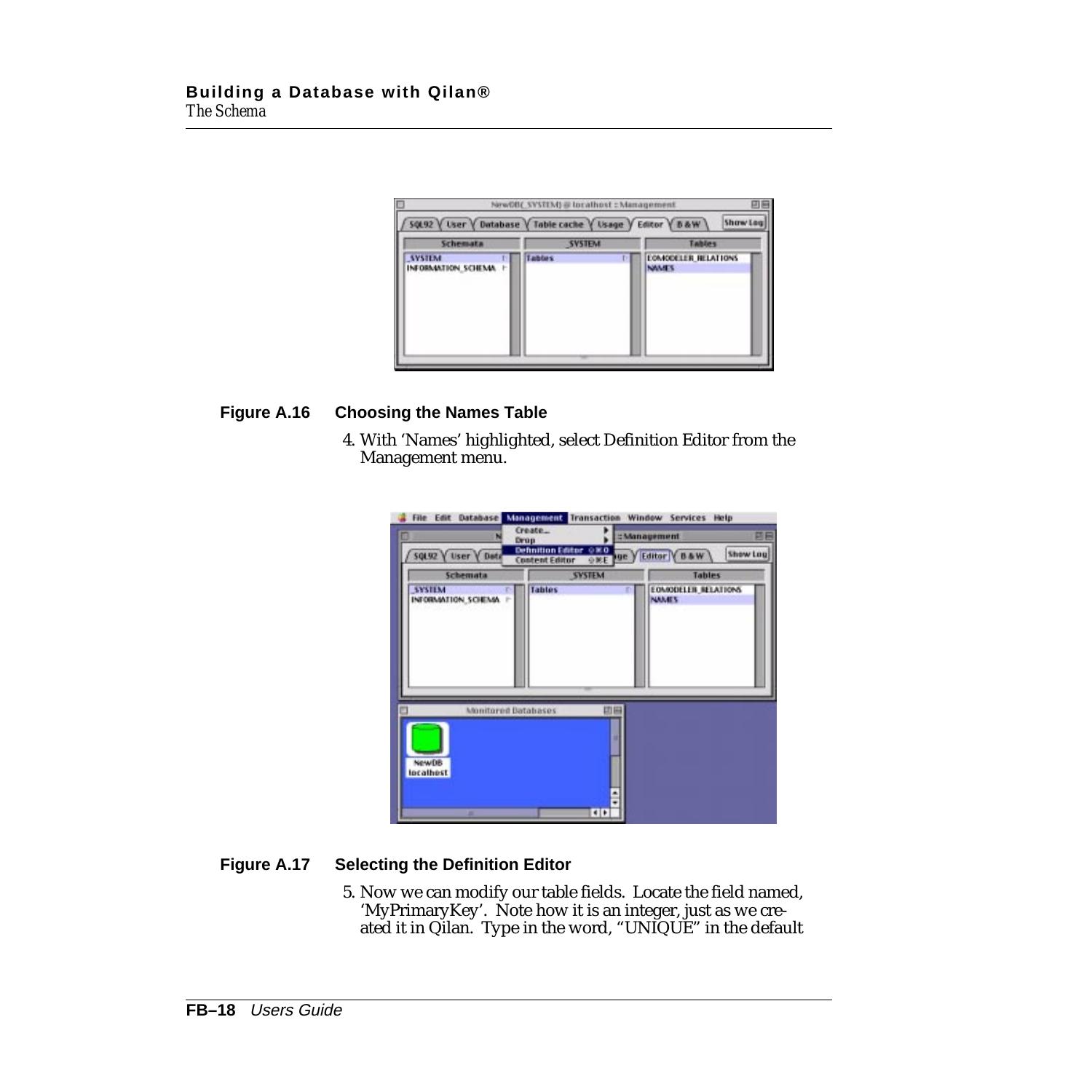**Figure A.16 Choosing the Names Table**

4. With 'Names' highlighted, select Definition Editor from the Management menu.

**Figure A.17 Selecting the Definition Editor**

5. Now we can modify our table fields. Locate the field named, 'MyPrimaryKey'. Note how it is an integer, just as we created it in Qilan. Type in the word, "UNIQUE" in the default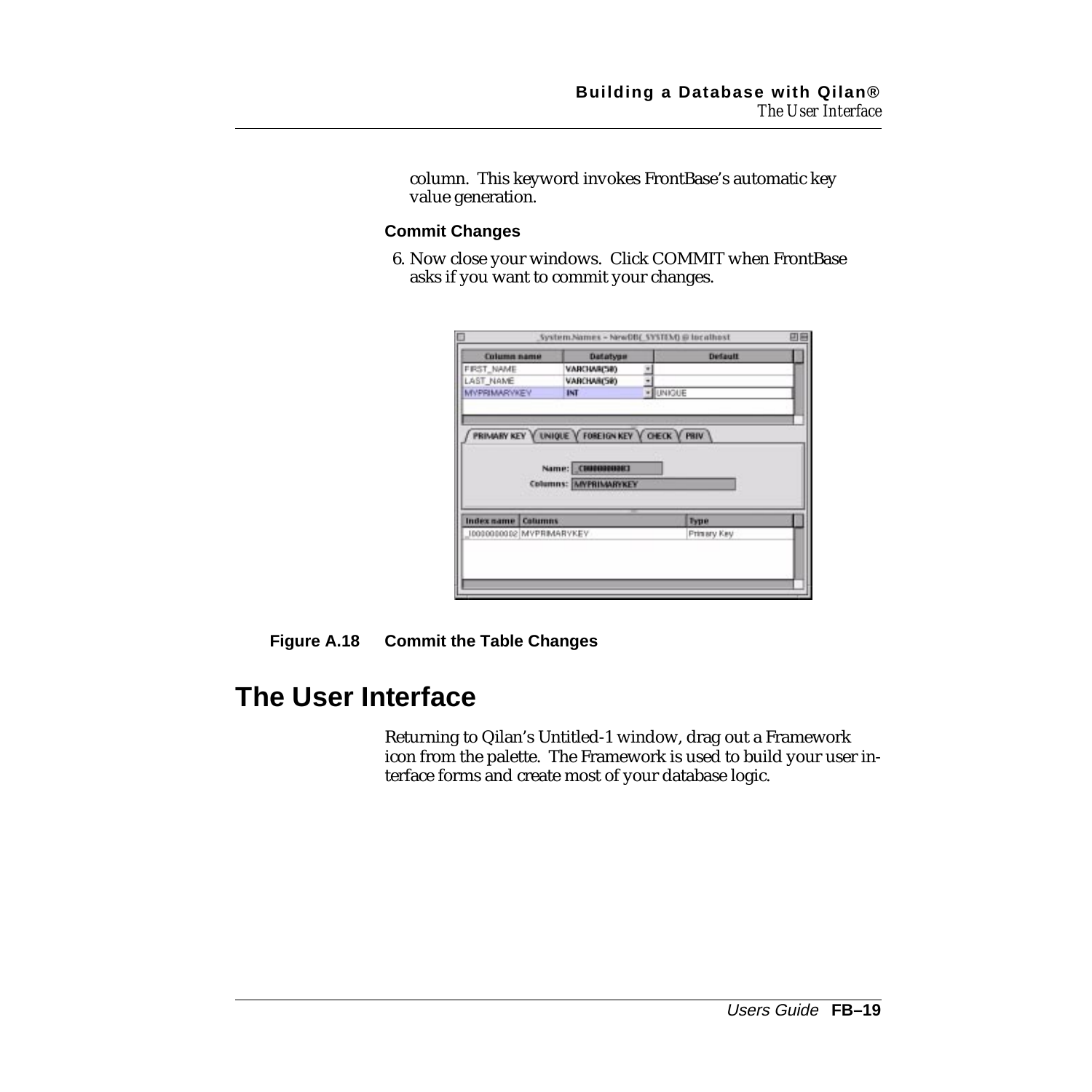column. This keyword invokes FrontBase's automatic key value generation.

### Commit Changes

6. Now close your windows. Click COMMIT when FrontBase asks if you want to commit your changes.

**Figure A.18 Commit the Table Changes**

## The User Interface

Returning to Qilan's Untitled-1 window, drag out a Framework icon from the palette. The Framework is used to build your user interface forms and create most of your database logic.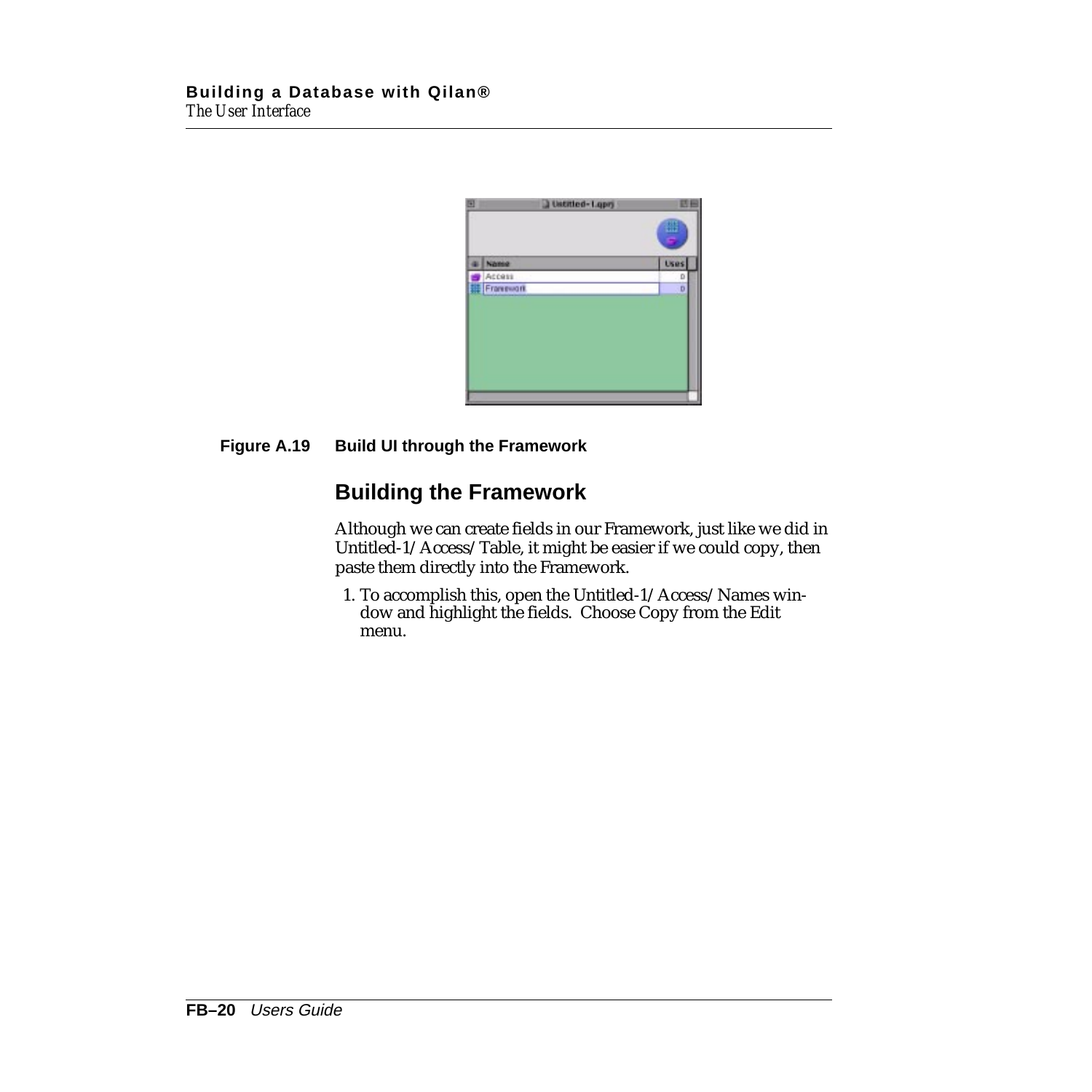**Figure A.19 Build UI through the Framework**

## Building the Framework

Although we can create fields in our Framework, just like we did in Untitled-1/Access/Table, it might be easier if we could copy, then paste them directly into the Framework.

1. To accomplish this, open the Untitled-1/Access/Names window and highlight the fields. Choose Copy from the Edit menu.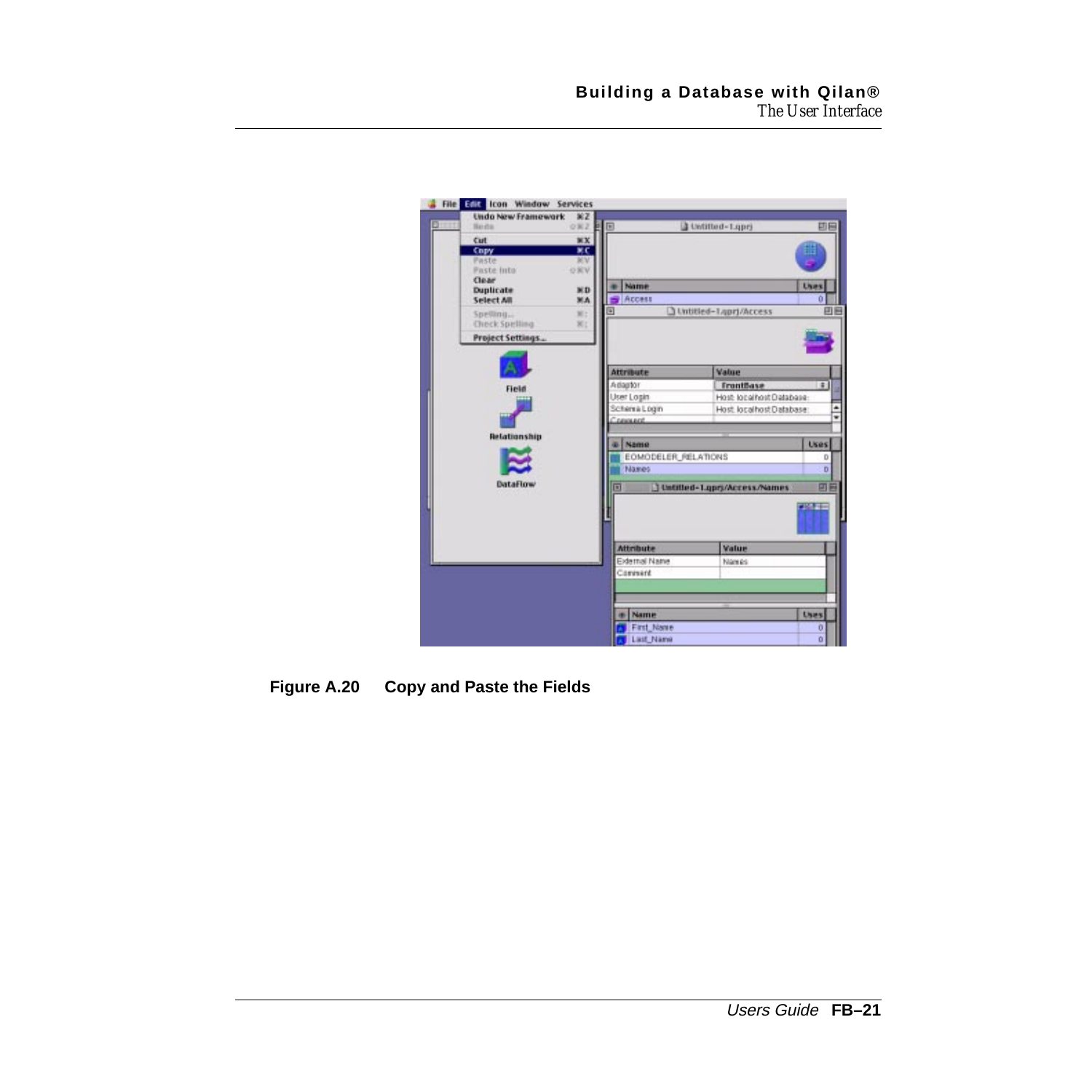Figure A.20 Copy and Paste the Fields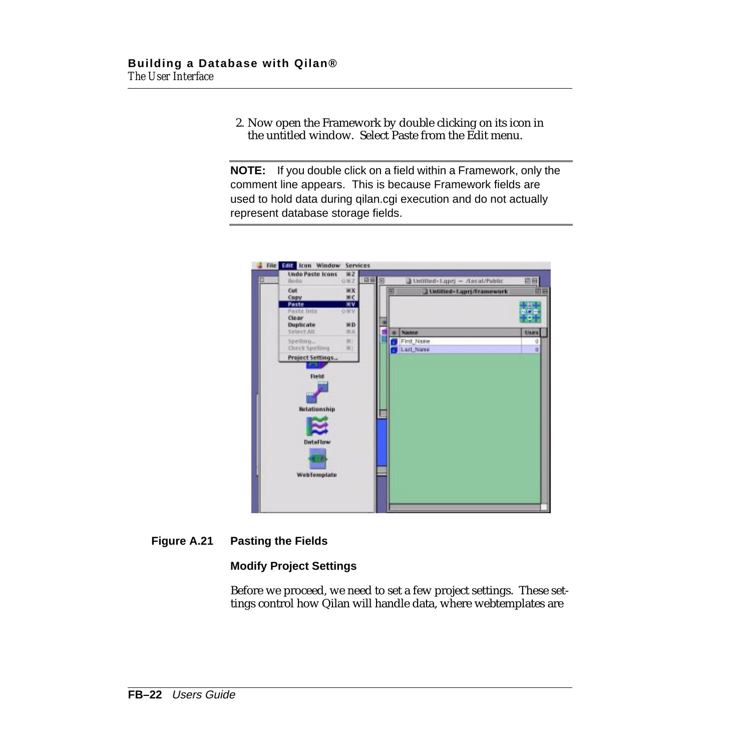2. Now open the Framework by double clicking on its icon in the untitled window. Select Paste from the Edit menu.

---

**NOTE:** If you double click on a field within a Framework, only the comment line appears. This is because Framework fields are used to hold data during qilan.cgi execution and do not actually represent database storage fields.

---

**Figure A.21 Pasting the Fields**

### Modify Project Settings

Before we proceed, we need to set a few project settings. These settings control how Qilan will handle data, where webtemplates are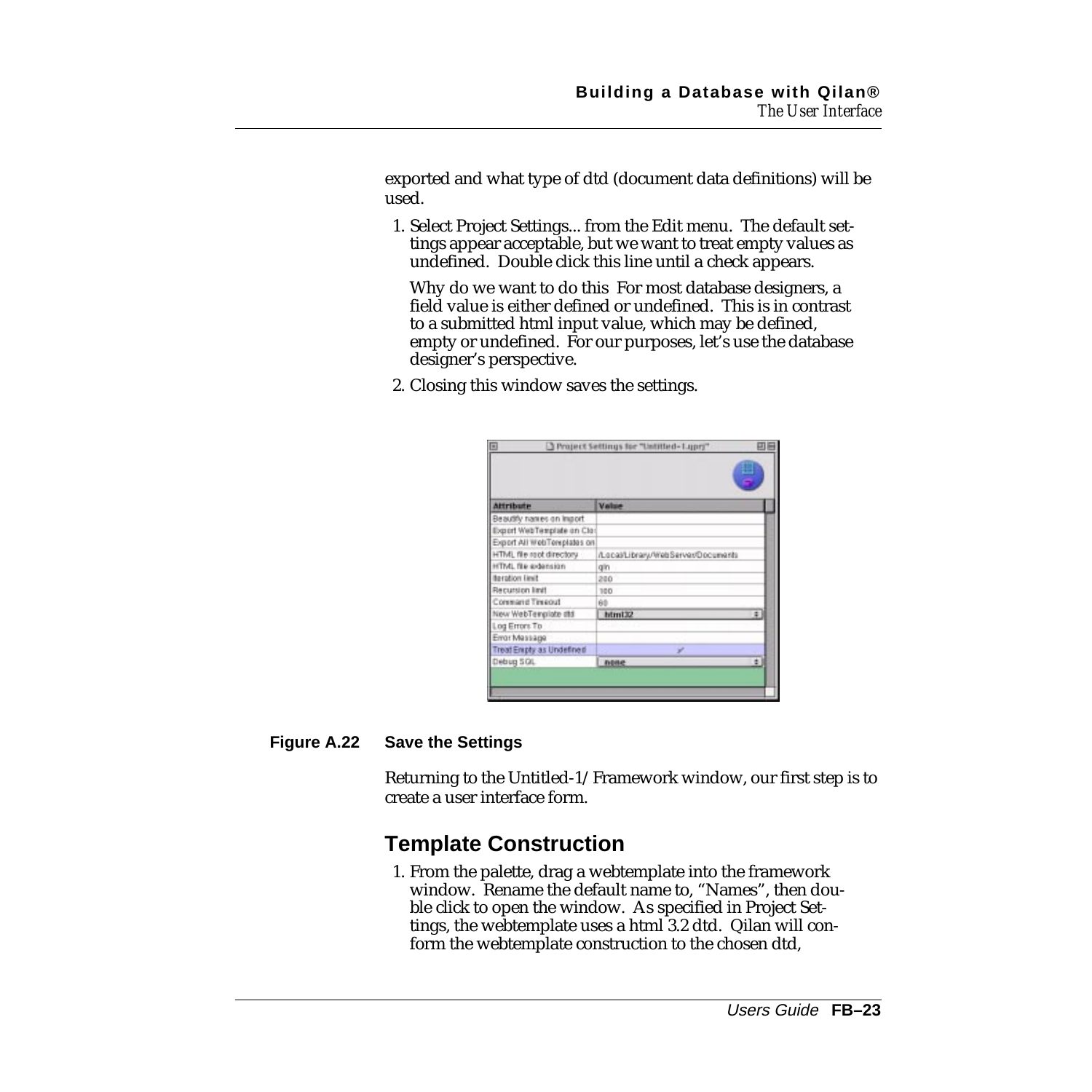exported and what type of dtd (document data definitions) will be used.

1. Select Project Settings... from the Edit menu. The default settings appear acceptable, but we want to treat empty values as undefined. Double click this line until a check appears.

   Why do we want to do this For most database designers, a field value is either defined or undefined. This is in contrast to a submitted html input value, which may be defined, empty or undefined. For our purposes, let's use the database designer's perspective.

2. Closing this window saves the settings.

**Figure A.22 Save the Settings**

Returning to the Untitled-1/Framework window, our first step is to create a user interface form.

## Template Construction

1. From the palette, drag a webtemplate into the framework window. Rename the default name to, "Names", then double click to open the window. As specified in Project Settings, the webtemplate uses a html 3.2 dtd. Qilan will conform the webtemplate construction to the chosen dtd,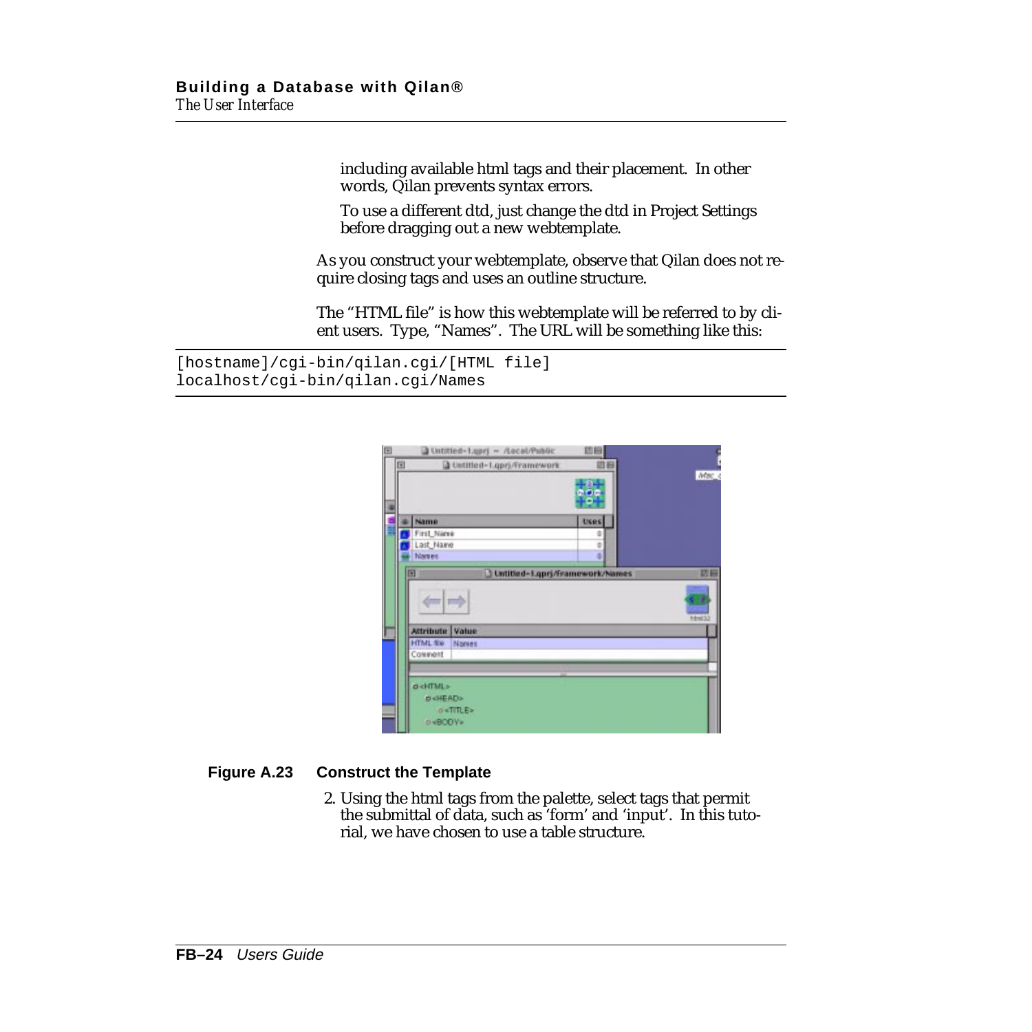including available html tags and their placement. In other words, Qilan prevents syntax errors.

To use a different dtd, just change the dtd in Project Settings before dragging out a new webtemplate.

As you construct your webtemplate, observe that Qilan does not require closing tags and uses an outline structure.

The "HTML file" is how this webtemplate will be referred to by client users. Type, "Names". The URL will be something like this:

```
[hostname]/cgi-bin/qilan.cgi/[HTML file]
localhost/cgi-bin/qilan.cgi/Names
```

**Figure A.23 Construct the Template**

2. Using the html tags from the palette, select tags that permit the submittal of data, such as 'form' and 'input'. In this tutorial, we have chosen to use a table structure.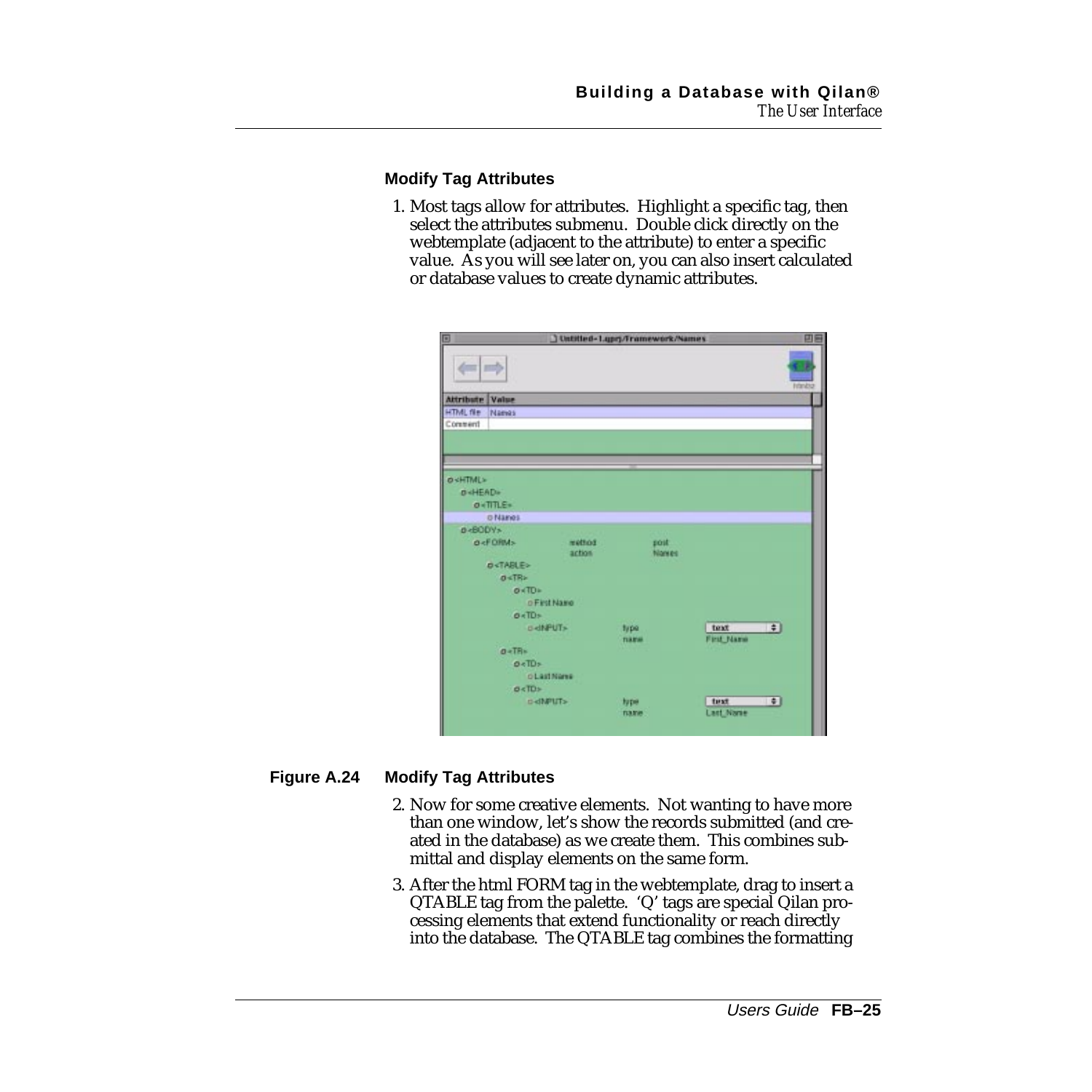### Modify Tag Attributes

1. Most tags allow for attributes. Highlight a specific tag, then select the attributes submenu. Double click directly on the webtemplate (adjacent to the attribute) to enter a specific value. As you will see later on, you can also insert calculated or database values to create dynamic attributes.

**Figure A.24 Modify Tag Attributes**

2. Now for some creative elements. Not wanting to have more than one window, let's show the records submitted (and created in the database) as we create them. This combines submittal and display elements on the same form.

3. After the html FORM tag in the webtemplate, drag to insert a QTABLE tag from the palette. 'Q' tags are special Qilan processing elements that extend functionality or reach directly into the database. The QTABLE tag combines the formatting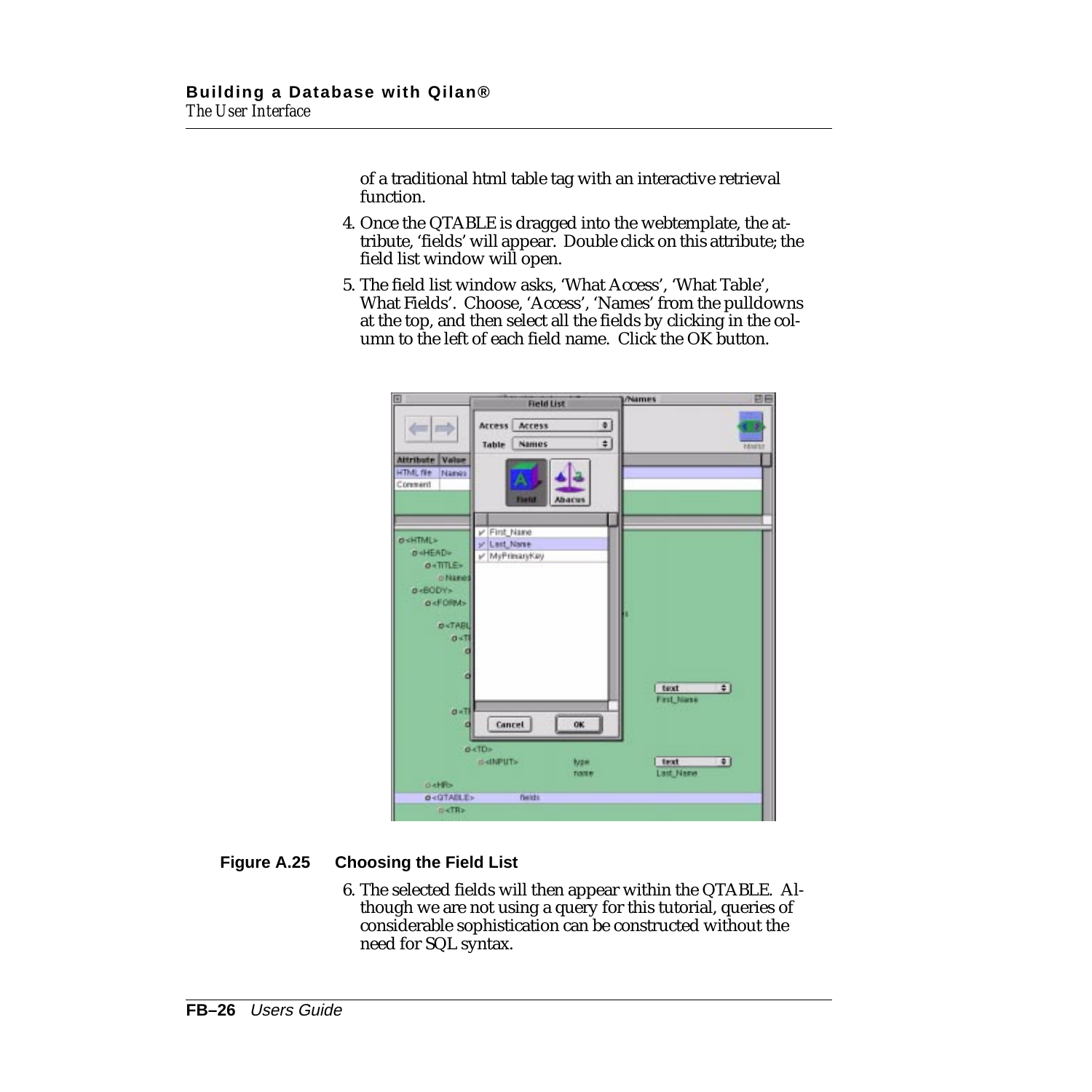of a traditional html table tag with an interactive retrieval function.

4. Once the QTABLE is dragged into the webtemplate, the attribute, 'fields' will appear. Double click on this attribute; the field list window will open.
5. The field list window asks, 'What Access', 'What Table', What Fields'. Choose, 'Access', 'Names' from the pulldowns at the top, and then select all the fields by clicking in the column to the left of each field name. Click the OK button.

**Figure A.25 Choosing the Field List**

6. The selected fields will then appear within the QTABLE. Although we are not using a query for this tutorial, queries of considerable sophistication can be constructed without the need for SQL syntax.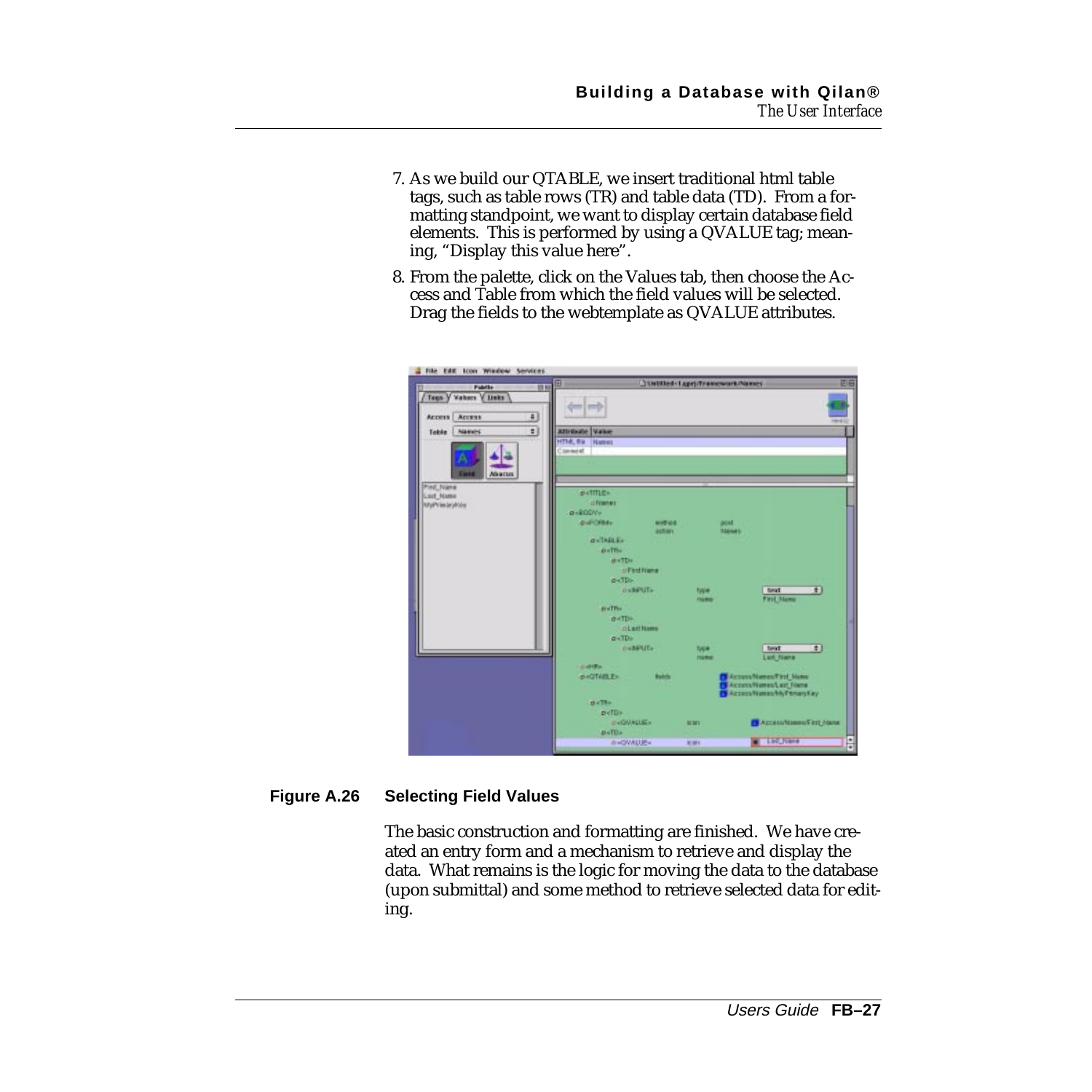7. As we build our QTABLE, we insert traditional html table tags, such as table rows (TR) and table data (TD). From a formatting standpoint, we want to display certain database field elements. This is performed by using a QVALUE tag; meaning, “Display this value here”.

8. From the palette, click on the Values tab, then choose the Access and Table from which the field values will be selected. Drag the fields to the webtemplate as QVALUE attributes.

**Figure A.26 Selecting Field Values**

The basic construction and formatting are finished. We have created an entry form and a mechanism to retrieve and display the data. What remains is the logic for moving the data to the database (upon submittal) and some method to retrieve selected data for editing.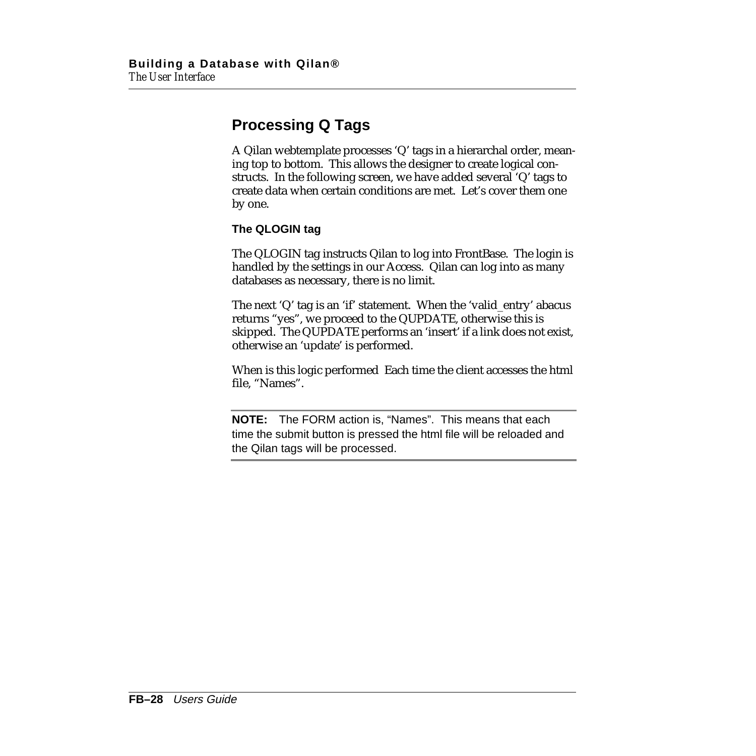## Processing Q Tags

A Qilan webtemplate processes 'Q' tags in a hierarchal order, meaning top to bottom. This allows the designer to create logical constructs. In the following screen, we have added several 'Q' tags to create data when certain conditions are met. Let's cover them one by one.

### The QLOGIN tag

The QLOGIN tag instructs Qilan to log into FrontBase. The login is handled by the settings in our Access. Qilan can log into as many databases as necessary, there is no limit.

The next 'Q' tag is an 'if' statement. When the 'valid_entry' abacus returns "yes", we proceed to the QUPDATE, otherwise this is skipped. The QUPDATE performs an 'insert' if a link does not exist, otherwise an 'update' is performed.

When is this logic performed Each time the client accesses the html file, "Names".

**NOTE:** The FORM action is, "Names". This means that each time the submit button is pressed the html file will be reloaded and the Qilan tags will be processed.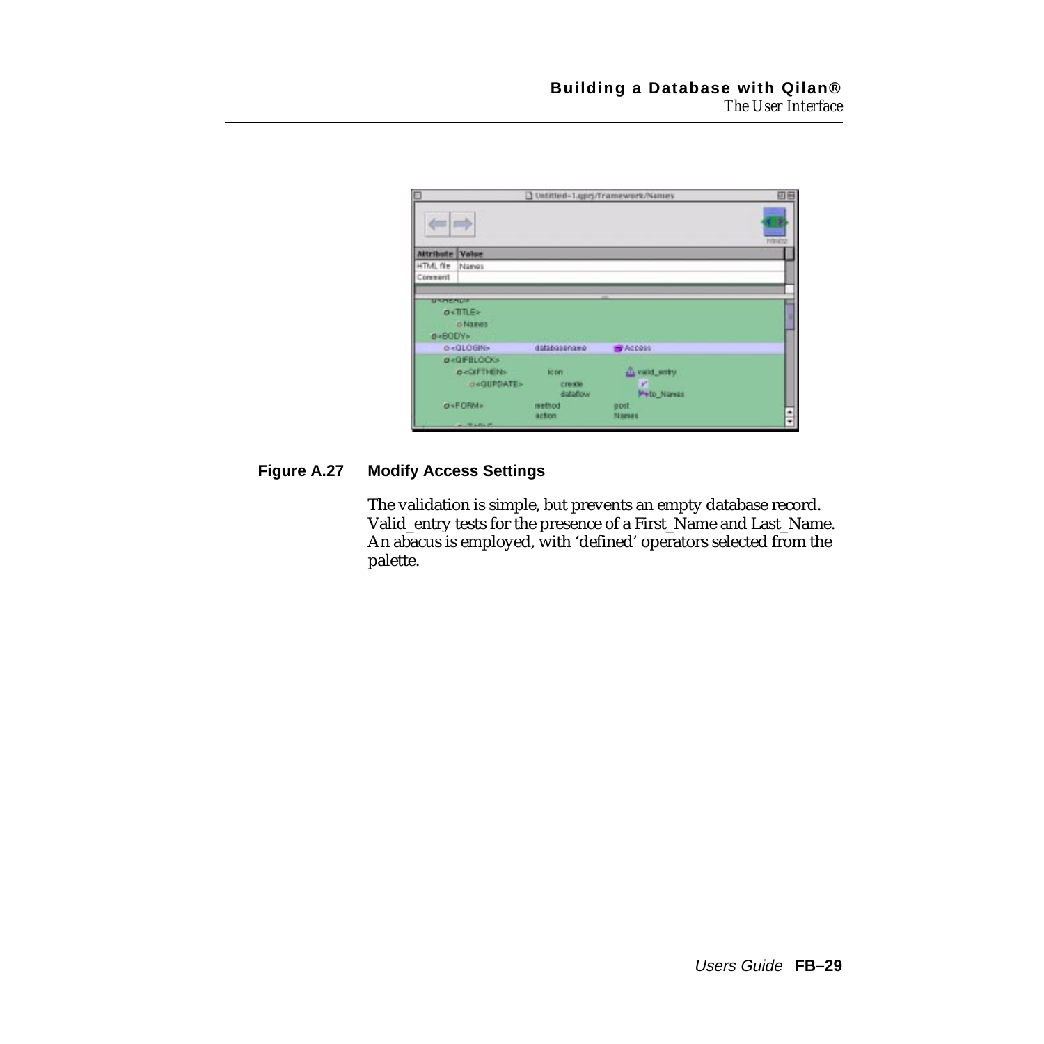**Figure A.27 Modify Access Settings**

The validation is simple, but prevents an empty database record. Valid_entry tests for the presence of a First_Name and Last_Name. An abacus is employed, with 'defined' operators selected from the palette.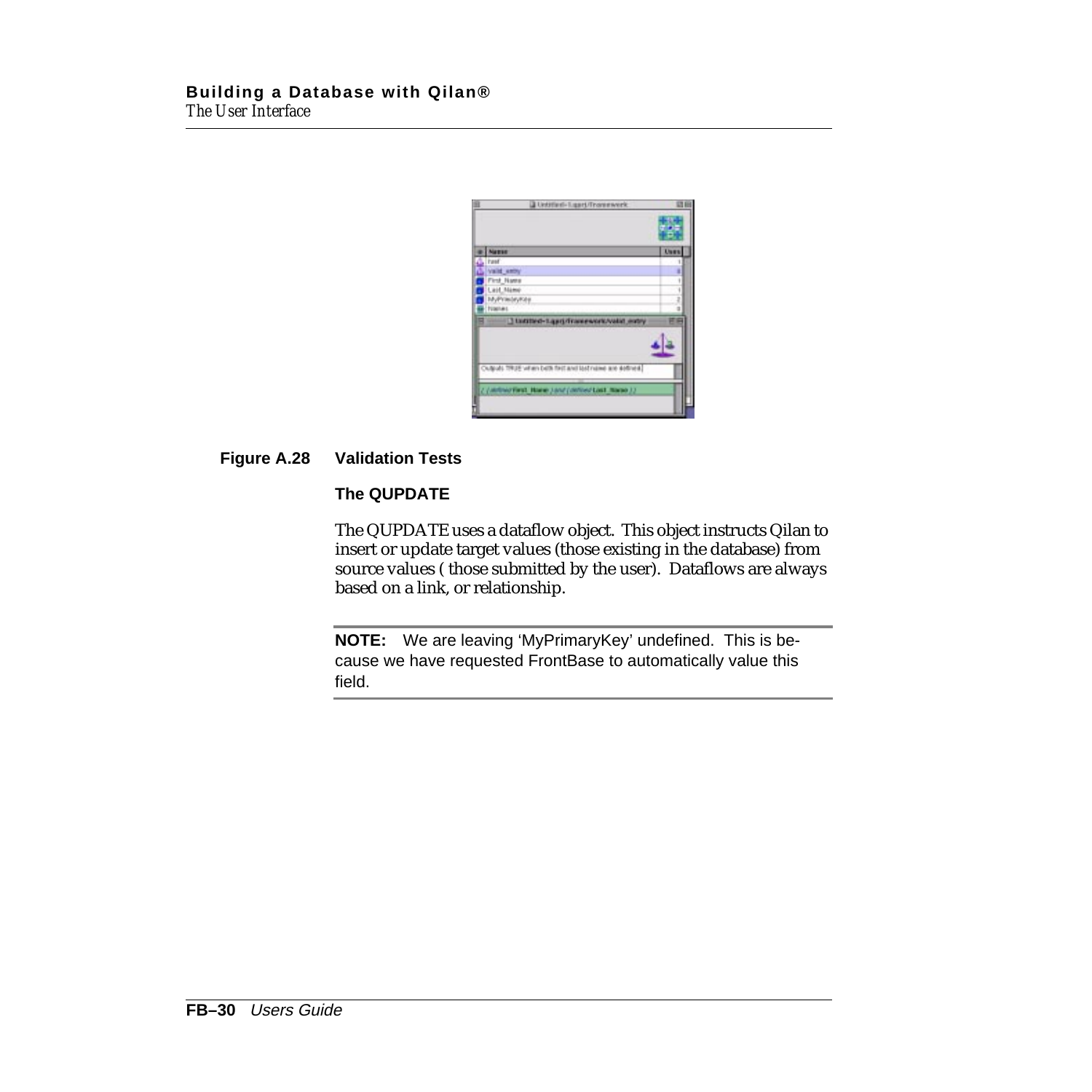**Figure A.28 Validation Tests**

### The QUPDATE

The QUPDATE uses a dataflow object. This object instructs Qilan to insert or update target values (those existing in the database) from source values ( those submitted by the user). Dataflows are always based on a link, or relationship.

**NOTE:** We are leaving ‘MyPrimaryKey’ undefined. This is because we have requested FrontBase to automatically value this field.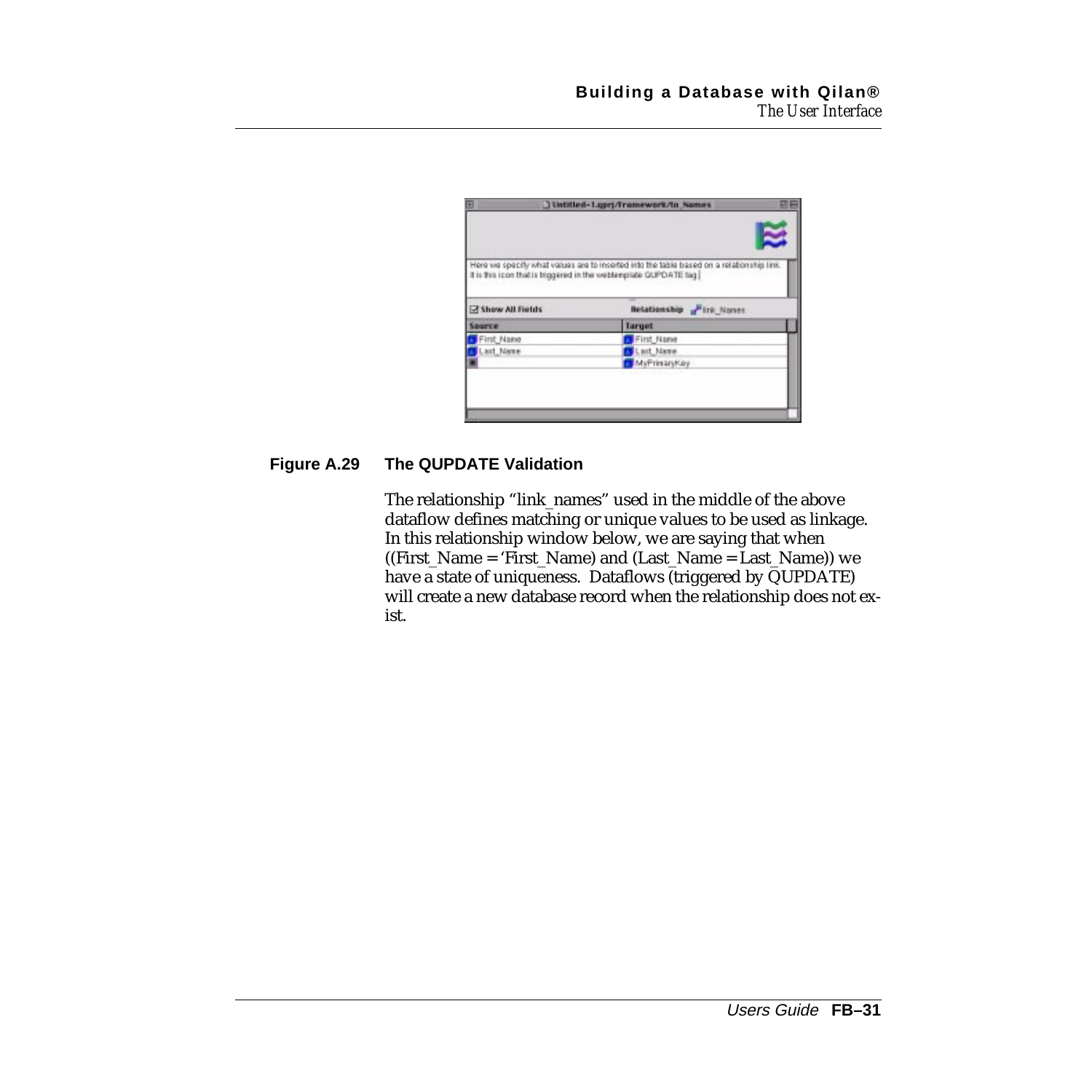**Figure A.29 The QUPDATE Validation**

The relationship "link_names" used in the middle of the above dataflow defines matching or unique values to be used as linkage. In this relationship window below, we are saying that when ((First_Name = 'First_Name) and (Last_Name = Last_Name)) we have a state of uniqueness. Dataflows (triggered by QUPDATE) will create a new database record when the relationship does not exist.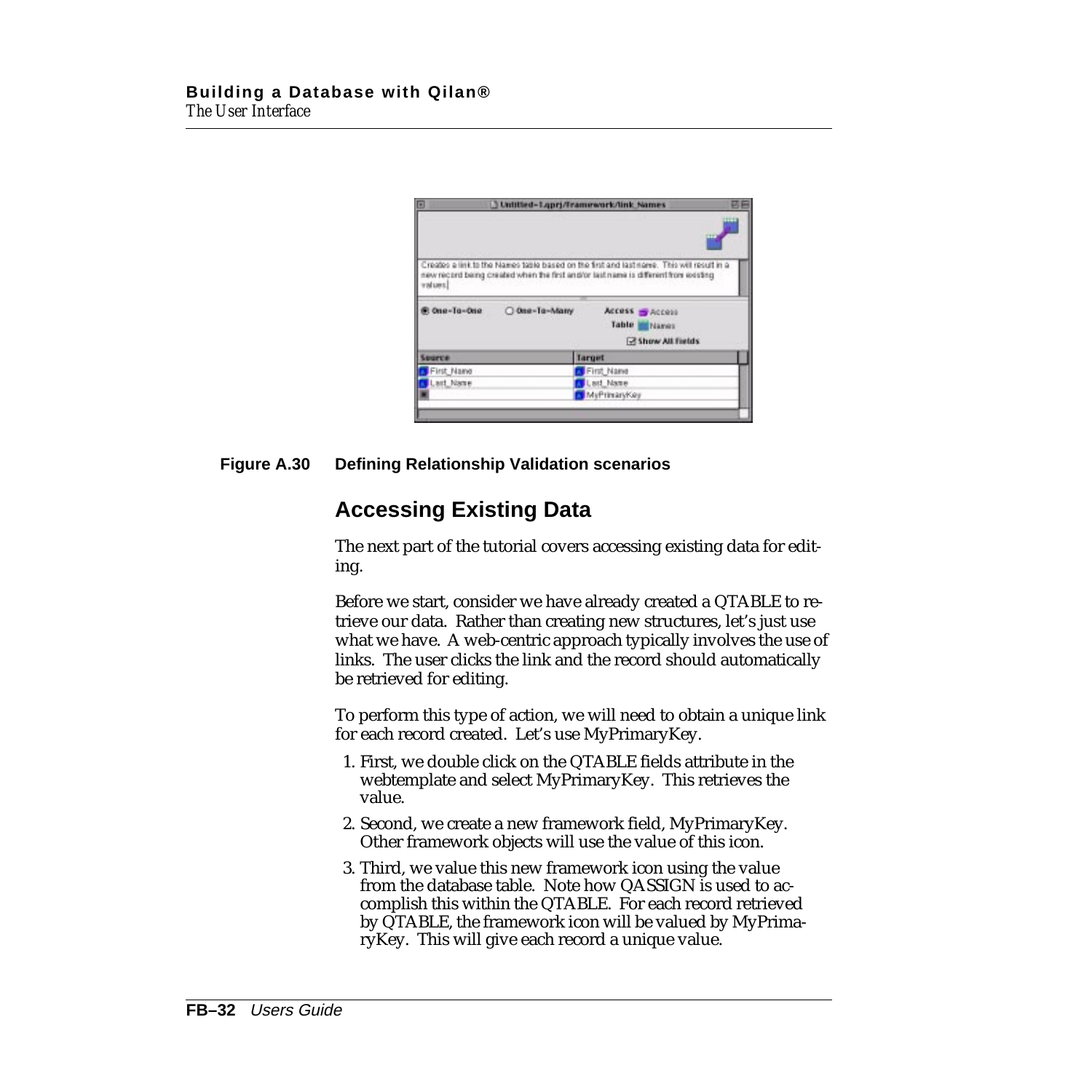**Figure A.30 Defining Relationship Validation scenarios**

## Accessing Existing Data

The next part of the tutorial covers accessing existing data for editing.

Before we start, consider we have already created a QTABLE to retrieve our data. Rather than creating new structures, let's just use what we have. A web-centric approach typically involves the use of links. The user clicks the link and the record should automatically be retrieved for editing.

To perform this type of action, we will need to obtain a unique link for each record created. Let's use MyPrimaryKey.

1. First, we double click on the QTABLE fields attribute in the webtemplate and select MyPrimaryKey. This retrieves the value.
2. Second, we create a new framework field, MyPrimaryKey. Other framework objects will use the value of this icon.
3. Third, we value this new framework icon using the value from the database table. Note how QASSIGN is used to accomplish this within the QTABLE. For each record retrieved by QTABLE, the framework icon will be valued by MyPrimaryKey. This will give each record a unique value.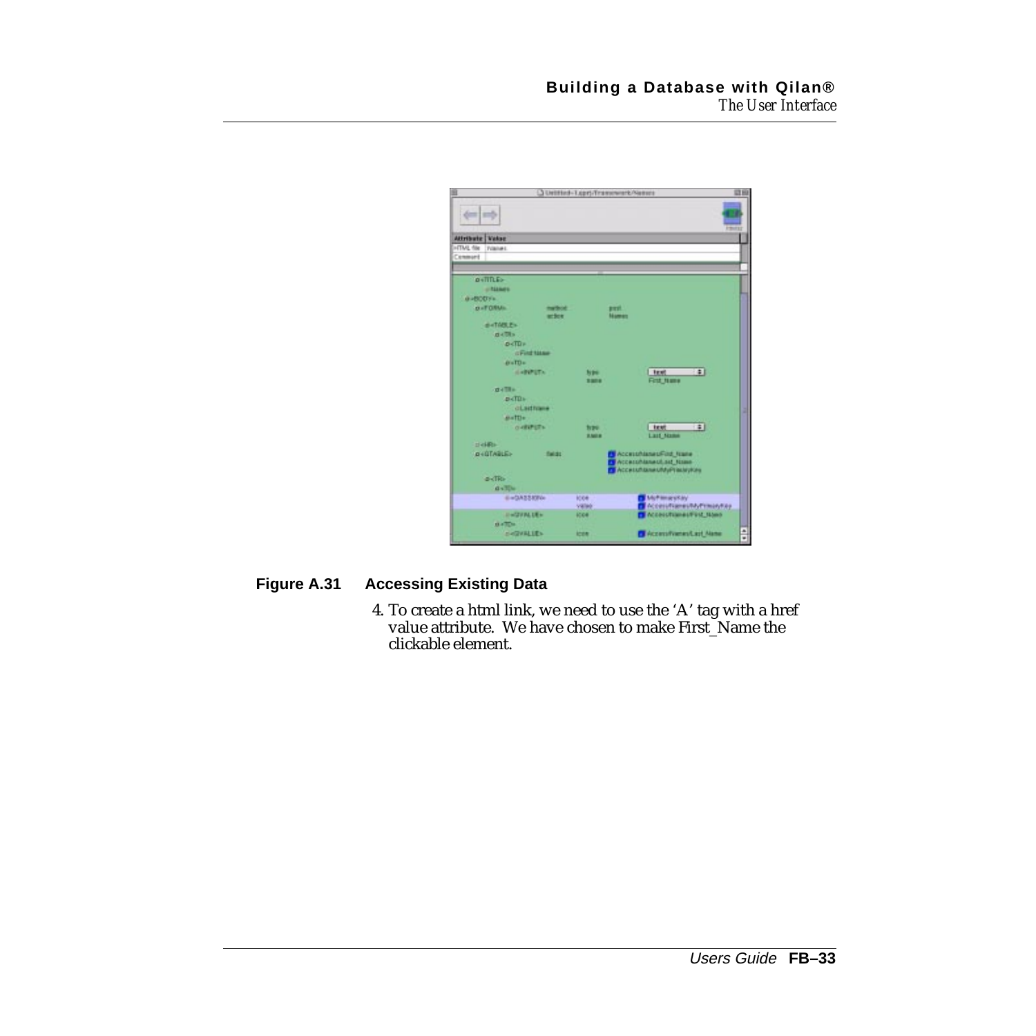**Figure A.31 Accessing Existing Data**

4. To create a html link, we need to use the 'A' tag with a href value attribute. We have chosen to make First_Name the clickable element.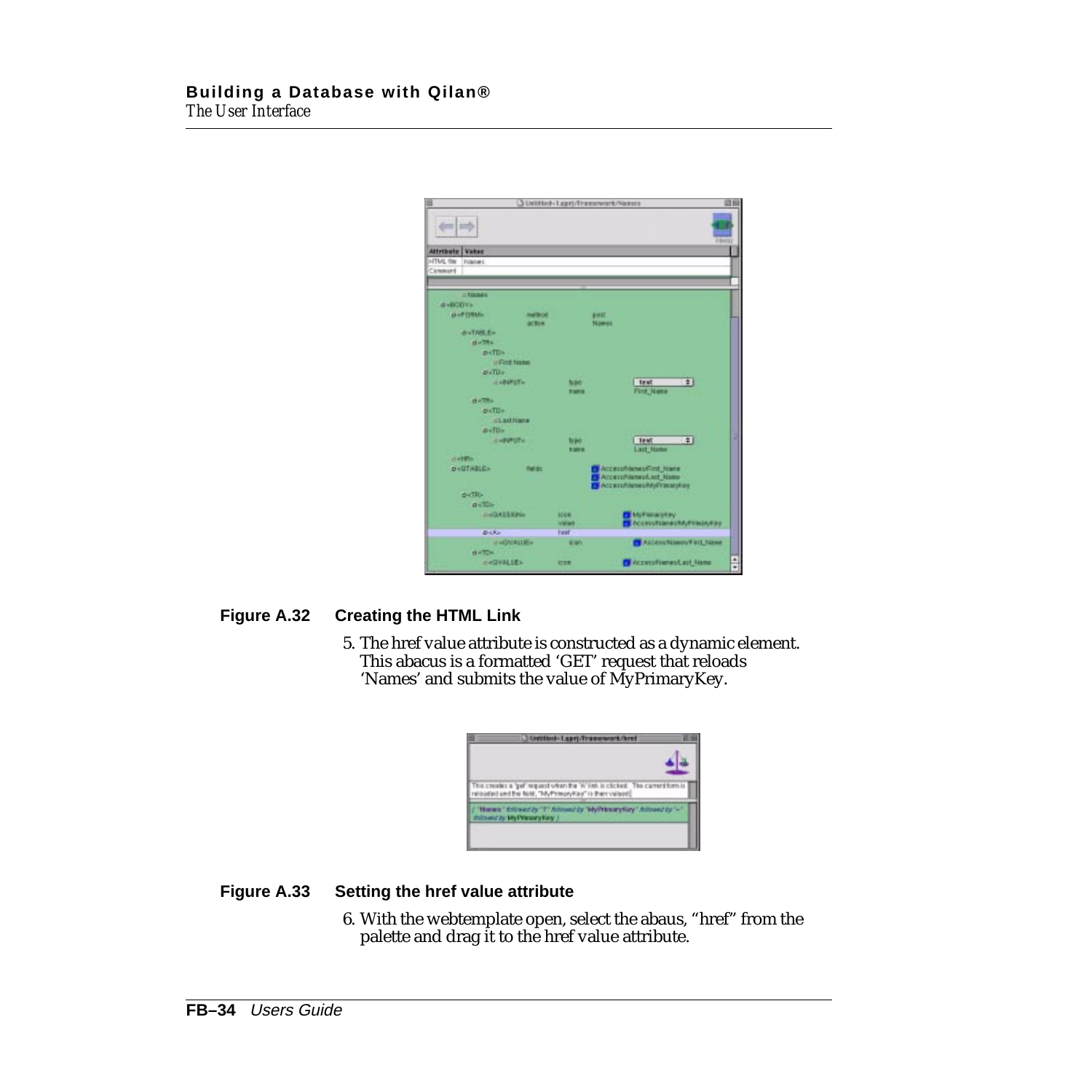**Figure A.32 Creating the HTML Link**

5. The href value attribute is constructed as a dynamic element. This abacus is a formatted 'GET' request that reloads 'Names' and submits the value of MyPrimaryKey.

**Figure A.33 Setting the href value attribute**

6. With the webtemplate open, select the abaus, "href" from the palette and drag it to the href value attribute.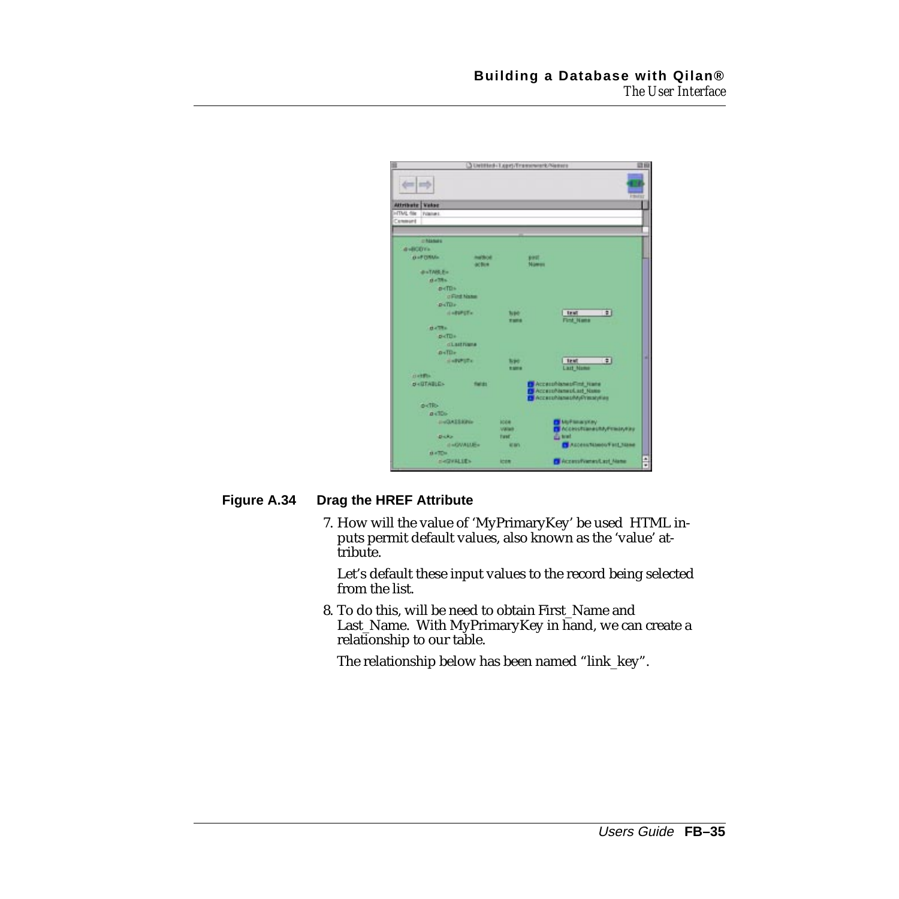**Figure A.34 Drag the HREF Attribute**

7. How will the value of 'MyPrimaryKey' be used HTML inputs permit default values, also known as the 'value' attribute.

   Let's default these input values to the record being selected from the list.

8. To do this, will be need to obtain First_Name and Last_Name. With MyPrimaryKey in hand, we can create a relationship to our table.

   The relationship below has been named "link_key".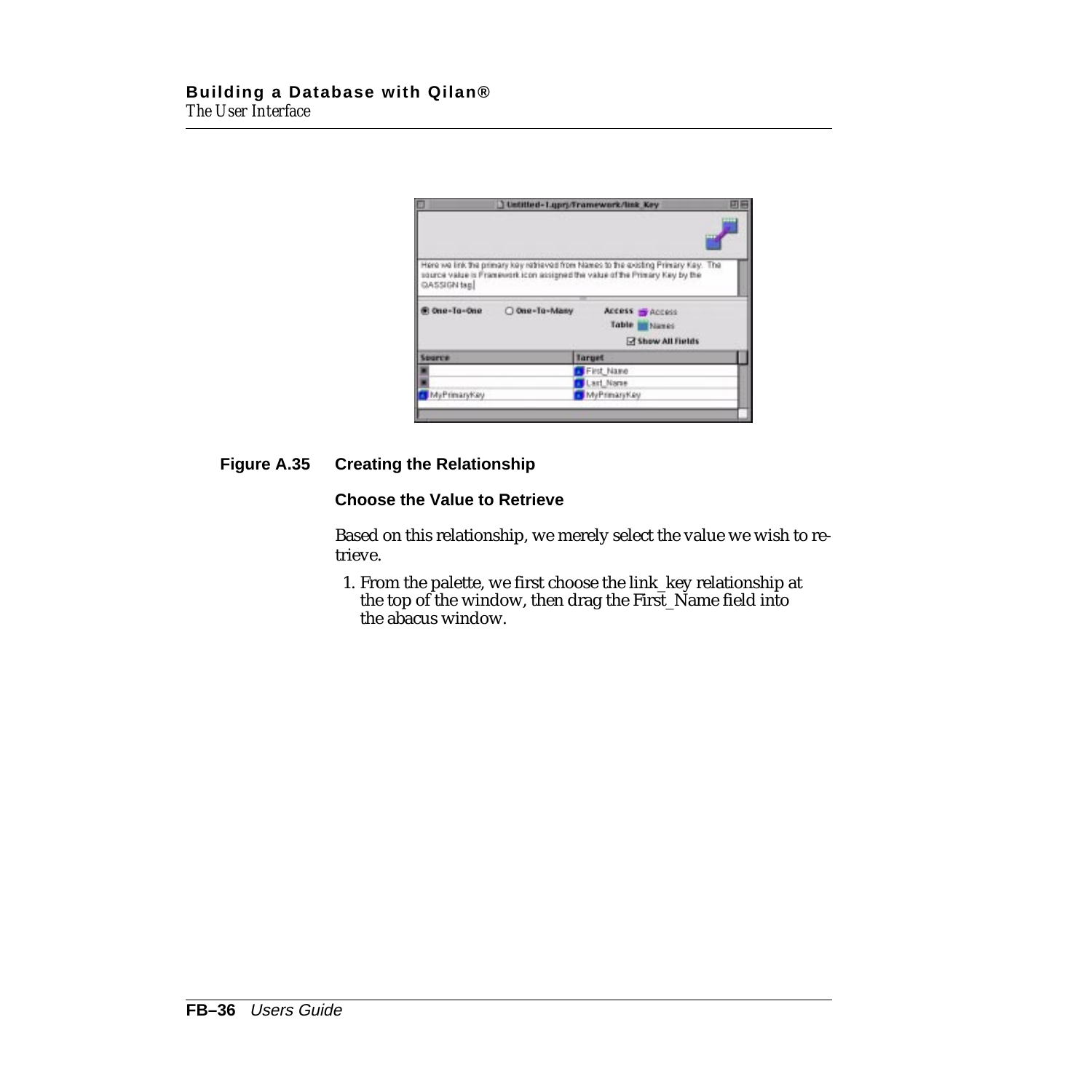**Figure A.35 Creating the Relationship**

### Choose the Value to Retrieve

Based on this relationship, we merely select the value we wish to retrieve.

1. From the palette, we first choose the link_key relationship at the top of the window, then drag the First_Name field into the abacus window.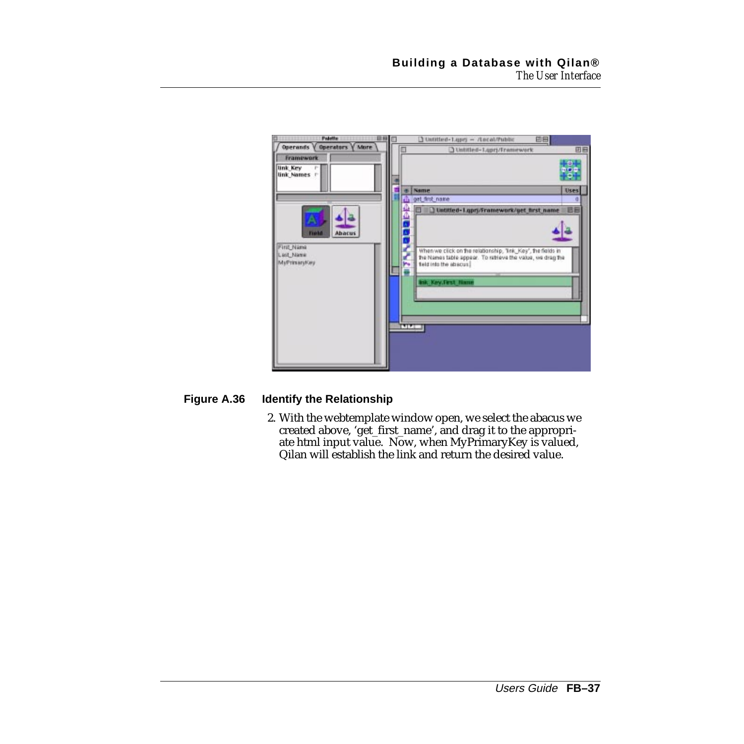**Figure A.36 Identify the Relationship**

2. With the webtemplate window open, we select the abacus we created above, 'get_first_name', and drag it to the appropriate html input value. Now, when MyPrimaryKey is valued, Qilan will establish the link and return the desired value.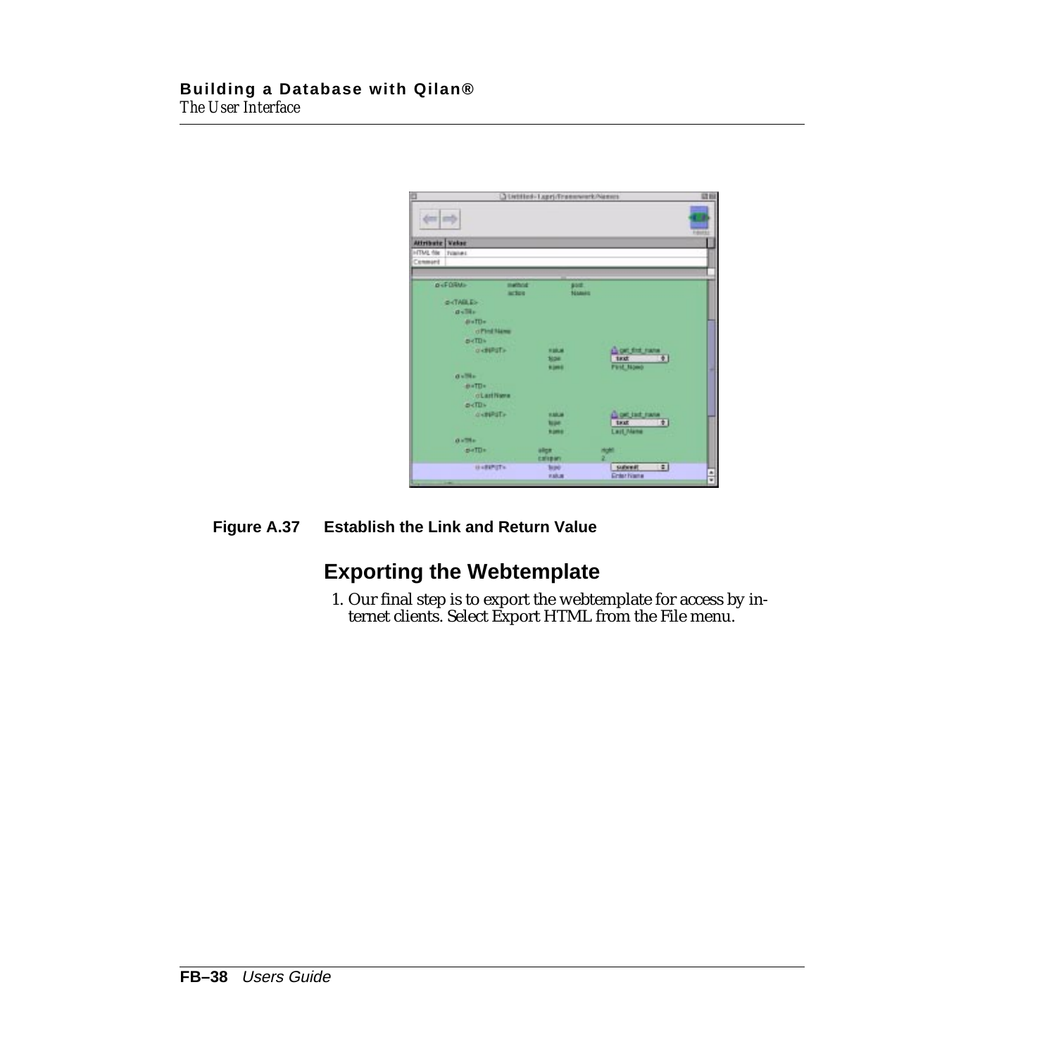**Figure A.37 Establish the Link and Return Value**

## Exporting the Webtemplate

1. Our final step is to export the webtemplate for access by internet clients. Select Export HTML from the File menu.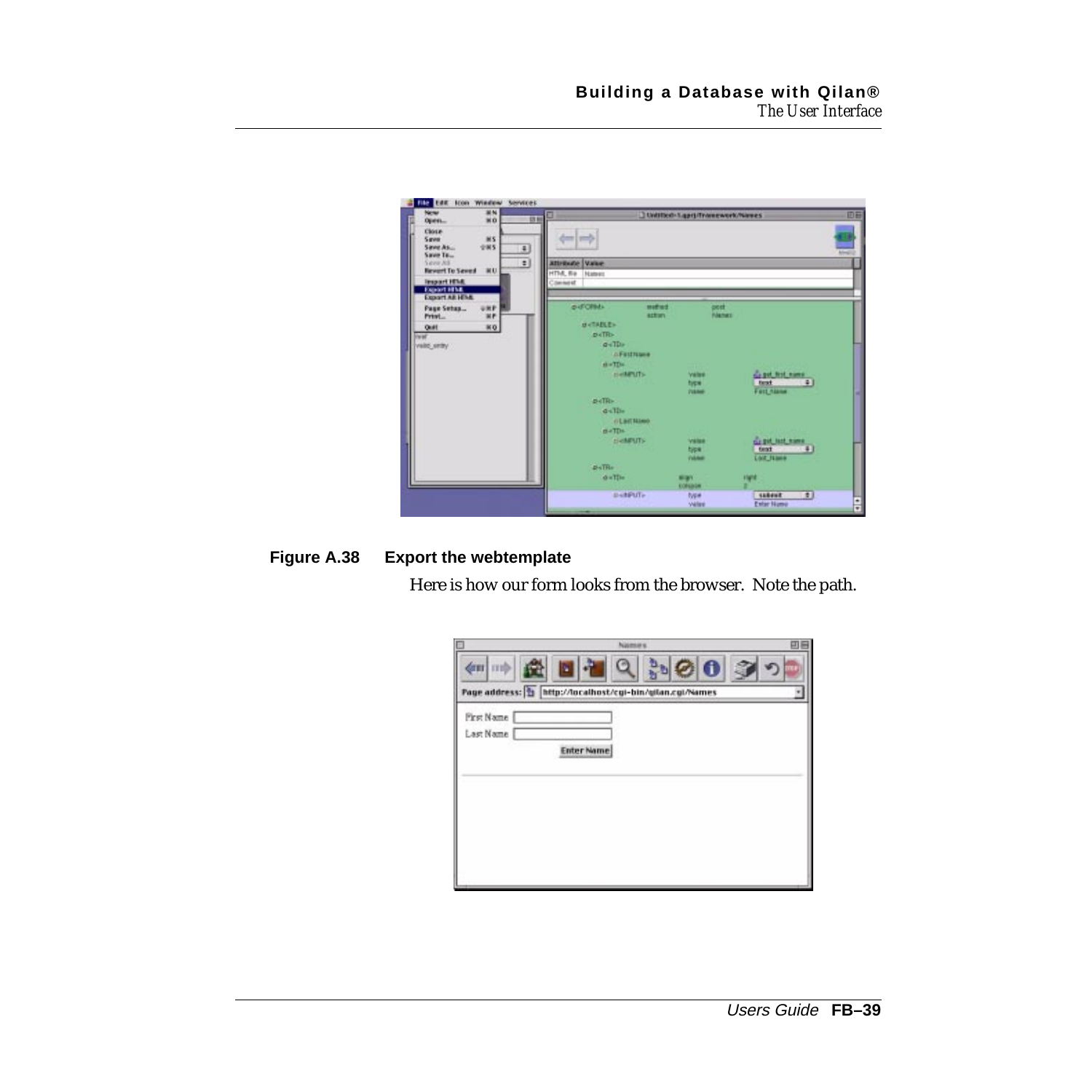**Figure A.38 Export the webtemplate**

Here is how our form looks from the browser. Note the path.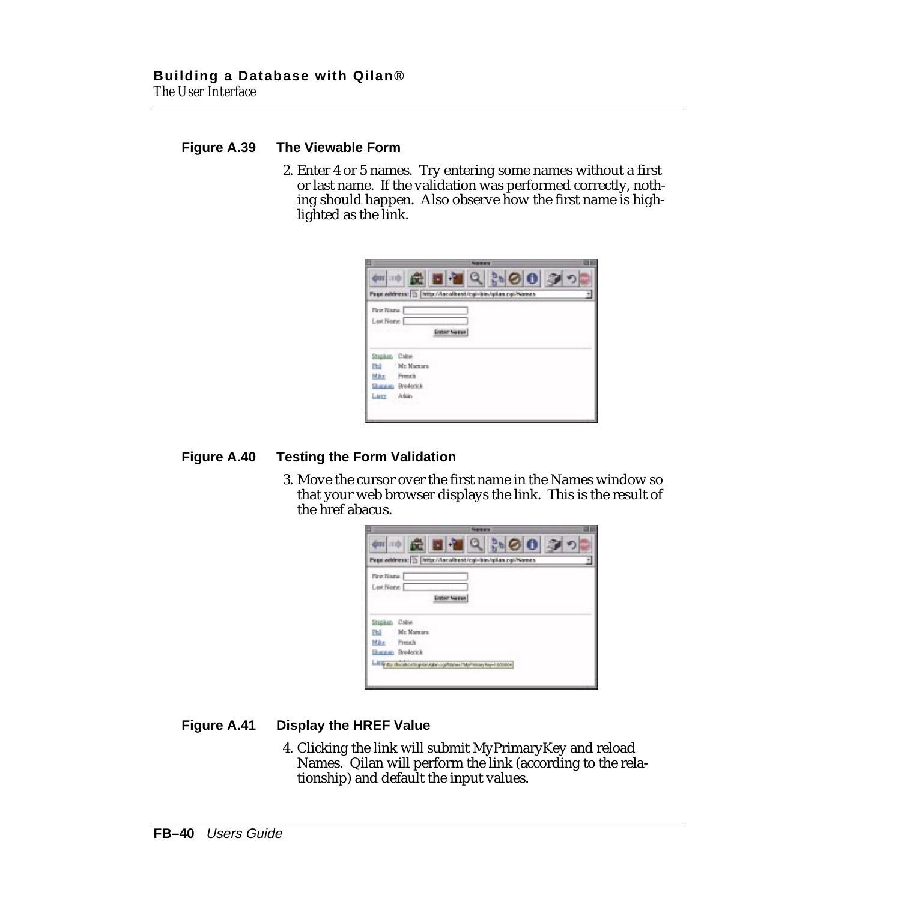**Figure A.39 The Viewable Form**

2. Enter 4 or 5 names. Try entering some names without a first or last name. If the validation was performed correctly, nothing should happen. Also observe how the first name is highlighted as the link.

**Figure A.40 Testing the Form Validation**

3. Move the cursor over the first name in the Names window so that your web browser displays the link. This is the result of the href abacus.

**Figure A.41 Display the HREF Value**

4. Clicking the link will submit MyPrimaryKey and reload Names. Qilan will perform the link (according to the relationship) and default the input values.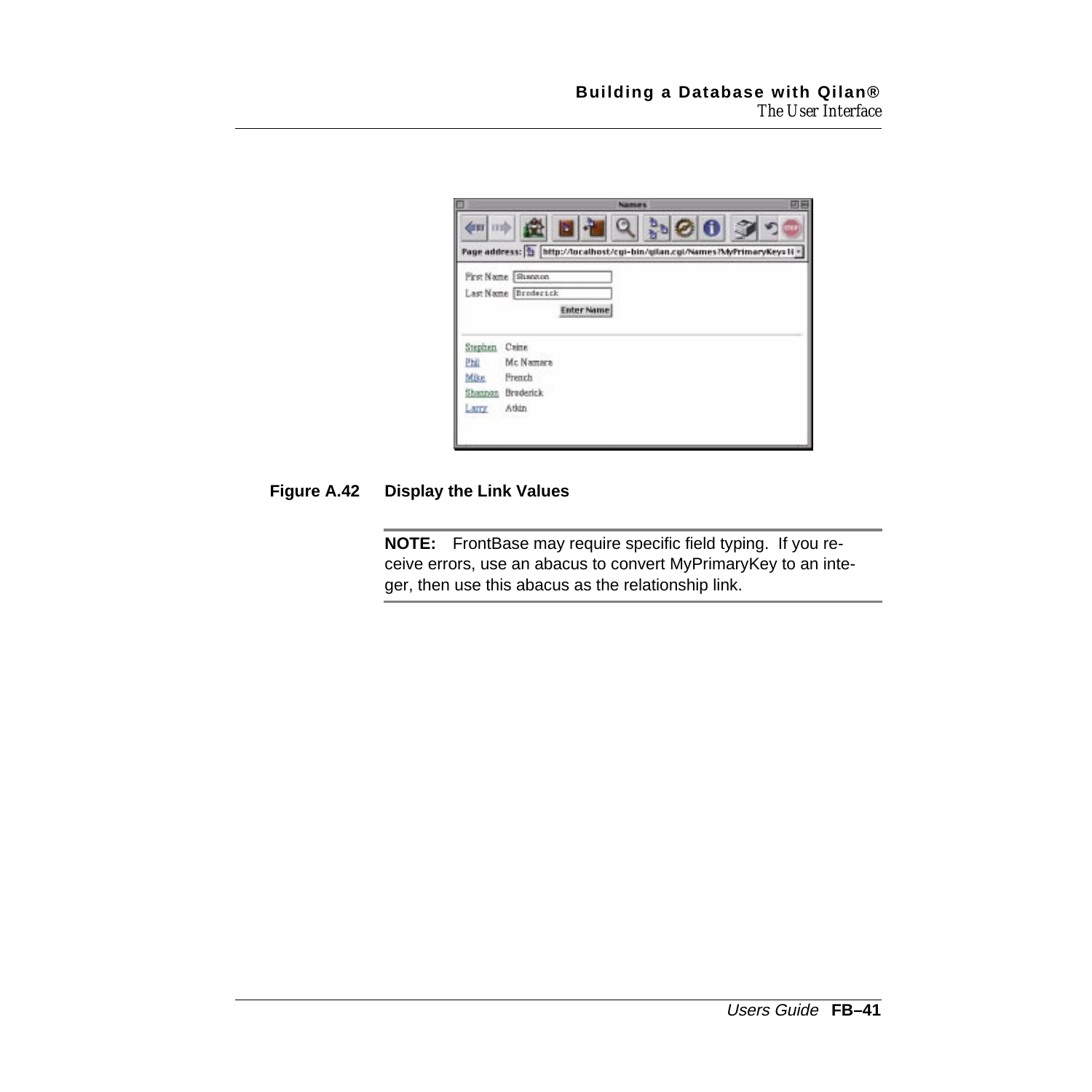**Figure A.42 Display the Link Values**

---

**NOTE:** FrontBase may require specific field typing. If you receive errors, use an abacus to convert MyPrimaryKey to an integer, then use this abacus as the relationship link.

---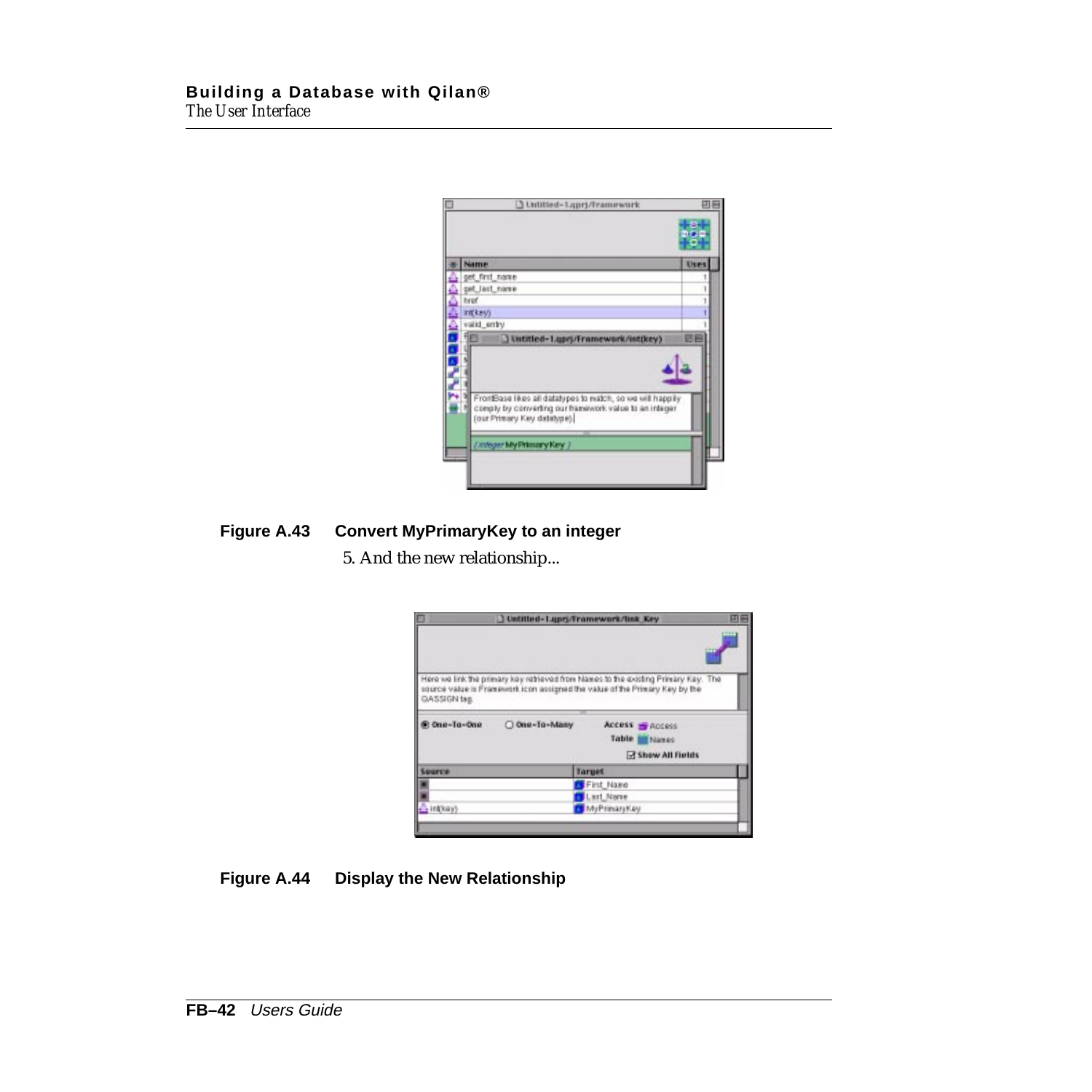**Figure A.43 Convert MyPrimaryKey to an integer**

5. And the new relationship...

**Figure A.44 Display the New Relationship**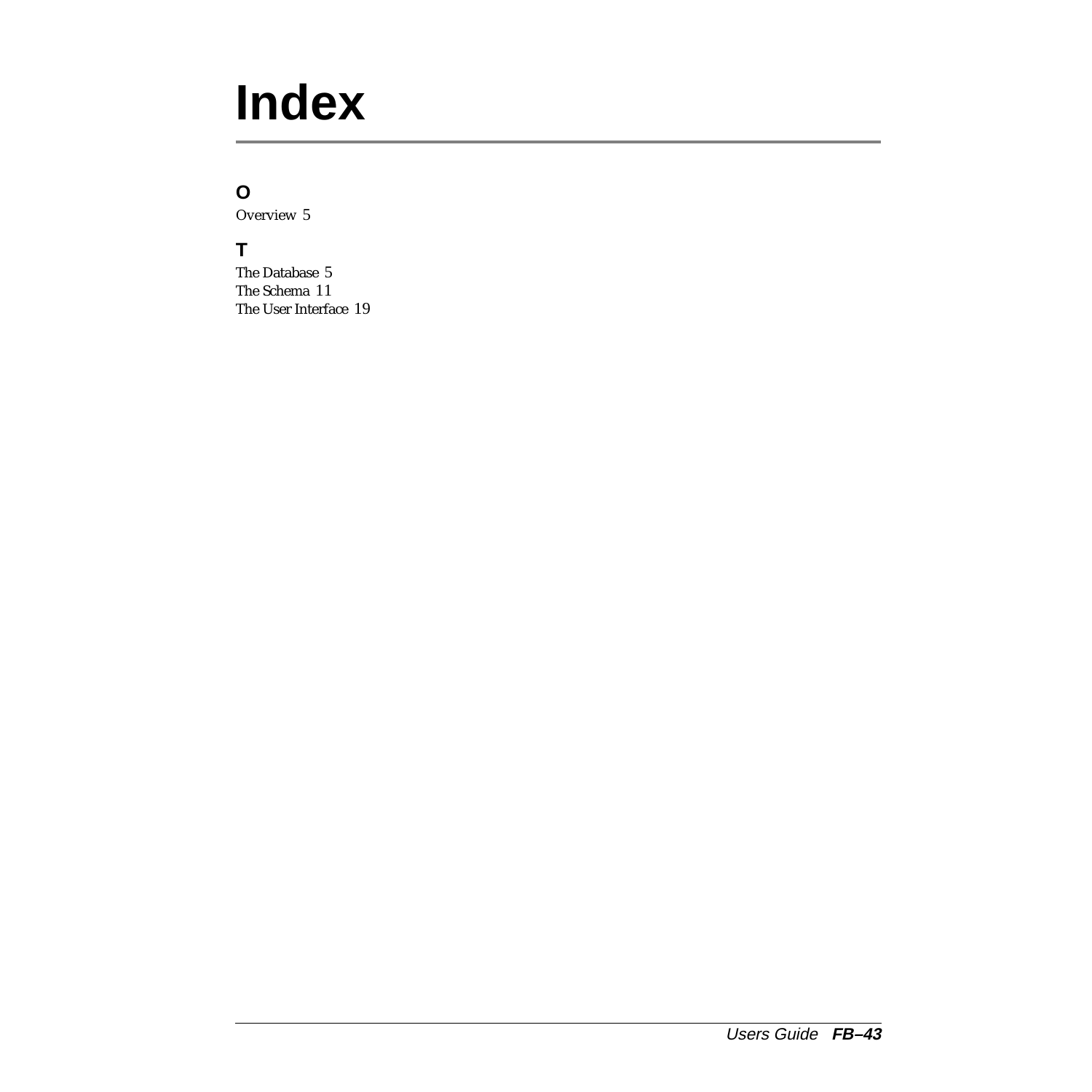# Index

## O

Overview 5

## T

The Database 5
The Schema 11
The User Interface 19